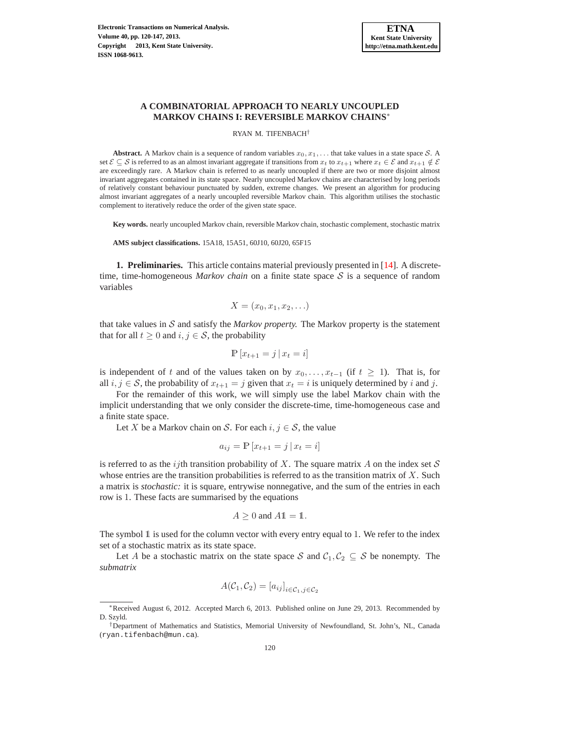# A COMBINATORIAL APPROACH TO NEARLY UNCOUPLED MARKOV CHAINS I: REVERSIBLE MARKOV CHAINS*

RYAN M. TIFENBACH†

**Abstract.** A Markov chain is a sequence of random variables $x_0, x_1, \ldots$ that take values in a state space $\mathcal{S}$. A set $\mathcal{E} \subseteq \mathcal{S}$ is referred to as an almost invariant aggregate if transitions from $x_t$ to $x_{t+1}$ where $x_t \in \mathcal{E}$ and $x_{t+1} \notin \mathcal{E}$ are exceedingly rare. A Markov chain is referred to as nearly uncoupled if there are two or more disjoint almost invariant aggregates contained in its state space. Nearly uncoupled Markov chains are characterised by long periods of relatively constant behaviour punctuated by sudden, extreme changes. We present an algorithm for producing almost invariant aggregates of a nearly uncoupled reversible Markov chain. This algorithm utilises the stochastic complement to iteratively reduce the order of the given state space.

**Key words.** nearly uncoupled Markov chain, reversible Markov chain, stochastic complement, stochastic matrix

**AMS subject classifications.** 15A18, 15A51, 60J10, 60J20, 65F15

## 1. Preliminaries.

This article contains material previously presented in [14]. A discrete-time, time-homogeneous *Markov chain* on a finite state space $\mathcal{S}$ is a sequence of random variables

$$X = (x_0, x_1, x_2, \ldots)$$

that take values in $\mathcal{S}$ and satisfy the *Markov property.* The Markov property is the statement that for all $t \geq 0$ and $i, j \in \mathcal{S}$, the probability

$$\mathbb{P}\left[x_{t+1} = j \,|\, x_t = i\right]$$

is independent of $t$ and of the values taken on by $x_0, \ldots, x_{t-1}$ (if $t \geq 1$). That is, for all $i, j \in \mathcal{S}$, the probability of $x_{t+1} = j$ given that $x_t = i$ is uniquely determined by $i$ and $j$.

For the remainder of this work, we will simply use the label Markov chain with the implicit understanding that we only consider the discrete-time, time-homogeneous case and a finite state space.

Let $X$ be a Markov chain on $\mathcal{S}$. For each $i, j \in \mathcal{S}$, the value

$$a_{ij} = \mathbb{P}\left[x_{t+1} = j \,|\, x_t = i\right]$$

is referred to as the $ij$th transition probability of $X$. The square matrix $A$ on the index set $\mathcal{S}$ whose entries are the transition probabilities is referred to as the transition matrix of $X$. Such a matrix is *stochastic:* it is square, entrywise nonnegative, and the sum of the entries in each row is 1. These facts are summarised by the equations

$$A \geq 0 \text{ and } A\mathbb{1} = \mathbb{1}.$$

The symbol $\mathbb{1}$ is used for the column vector with every entry equal to 1. We refer to the index set of a stochastic matrix as its state space.

Let $A$ be a stochastic matrix on the state space $\mathcal{S}$ and $\mathcal{C}_1, \mathcal{C}_2 \subseteq \mathcal{S}$ be nonempty. The *submatrix*

$$A(\mathcal{C}_1, \mathcal{C}_2) = \left[a_{ij}\right]_{i \in \mathcal{C}_1, j \in \mathcal{C}_2}$$

---

*Received August 6, 2012. Accepted March 6, 2013. Published online on June 29, 2013. Recommended by D. Szyld.

†Department of Mathematics and Statistics, Memorial University of Newfoundland, St. John's, NL, Canada (ryan.tifenbach@mun.ca).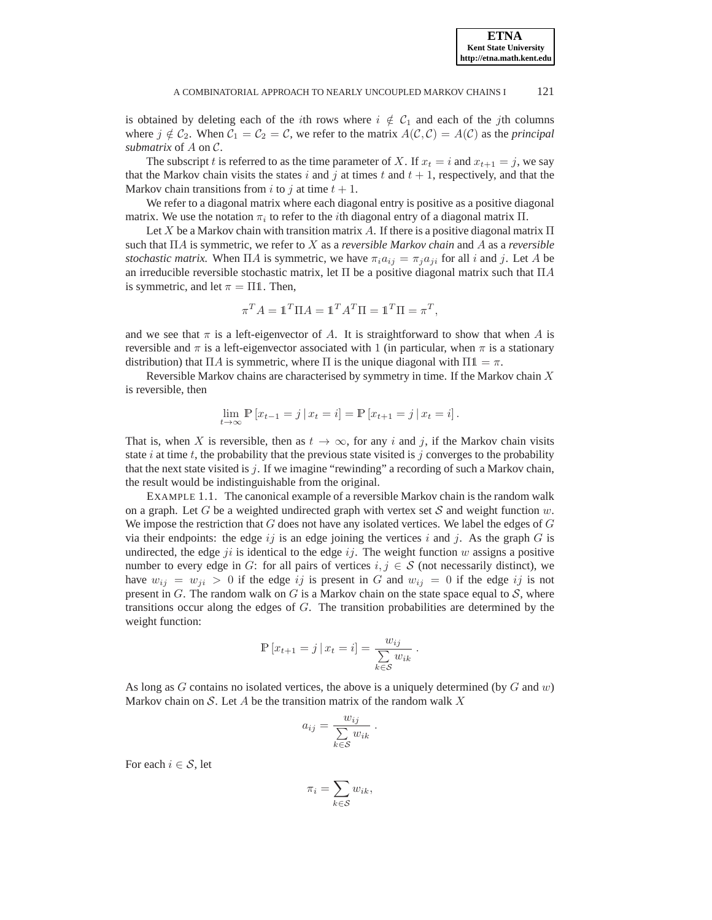is obtained by deleting each of the $i$th rows where $i \notin \mathcal{C}_1$ and each of the $j$th columns where $j \notin \mathcal{C}_2$. When $\mathcal{C}_1 = \mathcal{C}_2 = \mathcal{C}$, we refer to the matrix $A(\mathcal{C}, \mathcal{C}) = A(\mathcal{C})$ as the *principal submatrix* of $A$ on $\mathcal{C}$.

The subscript $t$ is referred to as the time parameter of $X$. If $x_t = i$ and $x_{t+1} = j$, we say that the Markov chain visits the states $i$ and $j$ at times $t$ and $t+1$, respectively, and that the Markov chain transitions from $i$ to $j$ at time $t+1$.

We refer to a diagonal matrix where each diagonal entry is positive as a positive diagonal matrix. We use the notation $\pi_i$ to refer to the $i$th diagonal entry of a diagonal matrix $\Pi$.

Let $X$ be a Markov chain with transition matrix $A$. If there is a positive diagonal matrix $\Pi$ such that $\Pi A$ is symmetric, we refer to $X$ as a *reversible Markov chain* and $A$ as a *reversible stochastic matrix.* When $\Pi A$ is symmetric, we have $\pi_i a_{ij} = \pi_j a_{ji}$ for all $i$ and $j$. Let $A$ be an irreducible reversible stochastic matrix, let $\Pi$ be a positive diagonal matrix such that $\Pi A$ is symmetric, and let $\pi = \Pi \mathbb{1}$. Then,

$$\pi^T A = \mathbb{1}^T \Pi A = \mathbb{1}^T A^T \Pi = \mathbb{1}^T \Pi = \pi^T,$$

and we see that $\pi$ is a left-eigenvector of $A$. It is straightforward to show that when $A$ is reversible and $\pi$ is a left-eigenvector associated with 1 (in particular, when $\pi$ is a stationary distribution) that $\Pi A$ is symmetric, where $\Pi$ is the unique diagonal with $\Pi \mathbb{1} = \pi$.

Reversible Markov chains are characterised by symmetry in time. If the Markov chain $X$ is reversible, then

$$\lim_{t \to \infty} \mathbb{P}\left[x_{t-1} = j \,|\, x_t = i\right] = \mathbb{P}\left[x_{t+1} = j \,|\, x_t = i\right].$$

That is, when $X$ is reversible, then as $t \to \infty$, for any $i$ and $j$, if the Markov chain visits state $i$ at time $t$, the probability that the previous state visited is $j$ converges to the probability that the next state visited is $j$. If we imagine "rewinding" a recording of such a Markov chain, the result would be indistinguishable from the original.

EXAMPLE 1.1. The canonical example of a reversible Markov chain is the random walk on a graph. Let $G$ be a weighted undirected graph with vertex set $\mathcal{S}$ and weight function $w$. We impose the restriction that $G$ does not have any isolated vertices. We label the edges of $G$ via their endpoints: the edge $ij$ is an edge joining the vertices $i$ and $j$. As the graph $G$ is undirected, the edge $ji$ is identical to the edge $ij$. The weight function $w$ assigns a positive number to every edge in $G$: for all pairs of vertices $i, j \in \mathcal{S}$ (not necessarily distinct), we have $w_{ij} = w_{ji} > 0$ if the edge $ij$ is present in $G$ and $w_{ij} = 0$ if the edge $ij$ is not present in $G$. The random walk on $G$ is a Markov chain on the state space equal to $\mathcal{S}$, where transitions occur along the edges of $G$. The transition probabilities are determined by the weight function:

$$\mathbb{P}\left[x_{t+1} = j \,|\, x_t = i\right] = \frac{w_{ij}}{\sum\limits_{k \in \mathcal{S}} w_{ik}}.$$

As long as $G$ contains no isolated vertices, the above is a uniquely determined (by $G$ and $w$) Markov chain on $\mathcal{S}$. Let $A$ be the transition matrix of the random walk $X$

$$a_{ij} = \frac{w_{ij}}{\sum\limits_{k \in \mathcal{S}} w_{ik}}.$$

For each $i \in \mathcal{S}$, let

$$\pi_i = \sum_{k \in \mathcal{S}} w_{ik},$$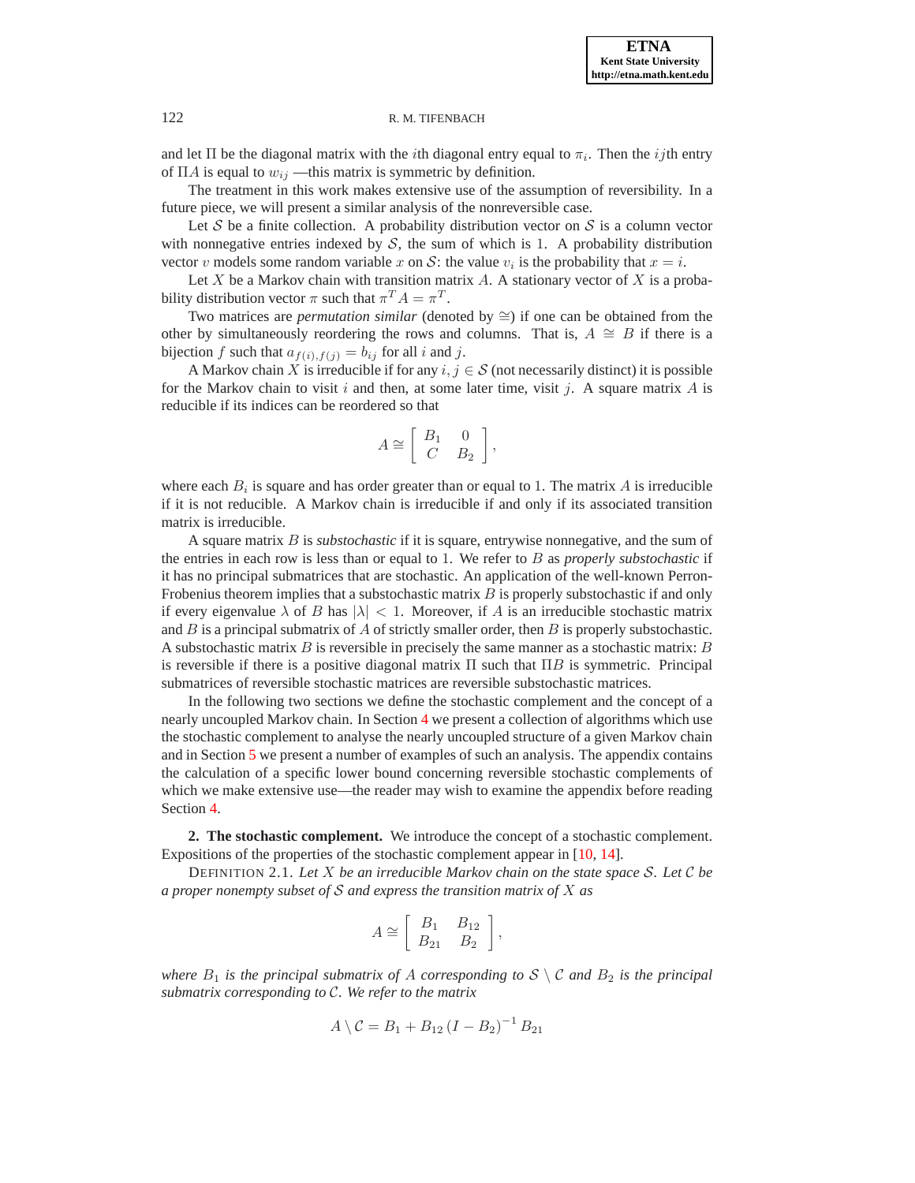and let $\Pi$ be the diagonal matrix with the $i$th diagonal entry equal to $\pi_i$. Then the $ij$th entry of $\Pi A$ is equal to $w_{ij}$ —this matrix is symmetric by definition.

The treatment in this work makes extensive use of the assumption of reversibility. In a future piece, we will present a similar analysis of the nonreversible case.

Let $\mathcal{S}$ be a finite collection. A probability distribution vector on $\mathcal{S}$ is a column vector with nonnegative entries indexed by $\mathcal{S}$, the sum of which is 1. A probability distribution vector $v$ models some random variable $x$ on $\mathcal{S}$: the value $v_i$ is the probability that $x = i$.

Let $X$ be a Markov chain with transition matrix $A$. A stationary vector of $X$ is a probability distribution vector $\pi$ such that $\pi^T A = \pi^T$.

Two matrices are *permutation similar* (denoted by $\cong$) if one can be obtained from the other by simultaneously reordering the rows and columns. That is, $A \cong B$ if there is a bijection $f$ such that $a_{f(i),f(j)} = b_{ij}$ for all $i$ and $j$.

A Markov chain $X$ is irreducible if for any $i, j \in \mathcal{S}$ (not necessarily distinct) it is possible for the Markov chain to visit $i$ and then, at some later time, visit $j$. A square matrix $A$ is reducible if its indices can be reordered so that

$$A \cong \begin{bmatrix} B_1 & 0 \\ C & B_2 \end{bmatrix},$$

where each $B_i$ is square and has order greater than or equal to 1. The matrix $A$ is irreducible if it is not reducible. A Markov chain is irreducible if and only if its associated transition matrix is irreducible.

A square matrix $B$ is *substochastic* if it is square, entrywise nonnegative, and the sum of the entries in each row is less than or equal to 1. We refer to $B$ as *properly substochastic* if it has no principal submatrices that are stochastic. An application of the well-known Perron-Frobenius theorem implies that a substochastic matrix $B$ is properly substochastic if and only if every eigenvalue $\lambda$ of $B$ has $|\lambda| < 1$. Moreover, if $A$ is an irreducible stochastic matrix and $B$ is a principal submatrix of $A$ of strictly smaller order, then $B$ is properly substochastic. A substochastic matrix $B$ is reversible in precisely the same manner as a stochastic matrix: $B$ is reversible if there is a positive diagonal matrix $\Pi$ such that $\Pi B$ is symmetric. Principal submatrices of reversible stochastic matrices are reversible substochastic matrices.

In the following two sections we define the stochastic complement and the concept of a nearly uncoupled Markov chain. In Section 4 we present a collection of algorithms which use the stochastic complement to analyse the nearly uncoupled structure of a given Markov chain and in Section 5 we present a number of examples of such an analysis. The appendix contains the calculation of a specific lower bound concerning reversible stochastic complements of which we make extensive use—the reader may wish to examine the appendix before reading Section 4.

## 2. The stochastic complement.

We introduce the concept of a stochastic complement. Expositions of the properties of the stochastic complement appear in [10, 14].

DEFINITION 2.1. *Let $X$ be an irreducible Markov chain on the state space $\mathcal{S}$. Let $\mathcal{C}$ be a proper nonempty subset of $\mathcal{S}$ and express the transition matrix of $X$ as*

$$A \cong \begin{bmatrix} B_1 & B_{12} \\ B_{21} & B_2 \end{bmatrix},$$

*where $B_1$ is the principal submatrix of $A$ corresponding to $\mathcal{S} \setminus \mathcal{C}$ and $B_2$ is the principal submatrix corresponding to $\mathcal{C}$. We refer to the matrix*

$$A \setminus \mathcal{C} = B_1 + B_{12} \left(I - B_2\right)^{-1} B_{21}$$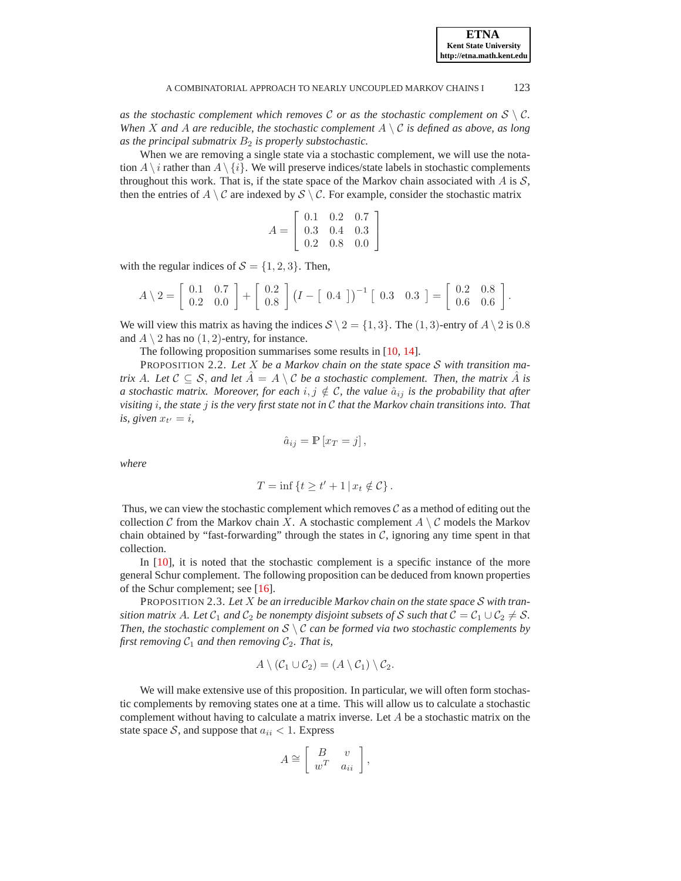*as the stochastic complement which removes $\mathcal{C}$ or as the stochastic complement on $\mathcal{S} \setminus \mathcal{C}$. When $X$ and $A$ are reducible, the stochastic complement $A \setminus \mathcal{C}$ is defined as above, as long as the principal submatrix $B_2$ is properly substochastic.*

When we are removing a single state via a stochastic complement, we will use the notation $A \setminus i$ rather than $A \setminus \{i\}$. We will preserve indices/state labels in stochastic complements throughout this work. That is, if the state space of the Markov chain associated with $A$ is $\mathcal{S}$, then the entries of $A \setminus \mathcal{C}$ are indexed by $\mathcal{S} \setminus \mathcal{C}$. For example, consider the stochastic matrix

$$A = \begin{bmatrix} 0.1 & 0.2 & 0.7 \\ 0.3 & 0.4 & 0.3 \\ 0.2 & 0.8 & 0.0 \end{bmatrix}$$

with the regular indices of $\mathcal{S} = \{1, 2, 3\}$. Then,

$$A \setminus 2 = \begin{bmatrix} 0.1 & 0.7 \\ 0.2 & 0.0 \end{bmatrix} + \begin{bmatrix} 0.2 \\ 0.8 \end{bmatrix} \left(I - \begin{bmatrix} 0.4 \end{bmatrix}\right)^{-1} \begin{bmatrix} 0.3 & 0.3 \end{bmatrix} = \begin{bmatrix} 0.2 & 0.8 \\ 0.6 & 0.6 \end{bmatrix}.$$

We will view this matrix as having the indices $\mathcal{S} \setminus 2 = \{1, 3\}$. The $(1, 3)$-entry of $A \setminus 2$ is $0.8$ and $A \setminus 2$ has no $(1, 2)$-entry, for instance.

The following proposition summarises some results in [10, 14].

PROPOSITION 2.2. *Let $X$ be a Markov chain on the state space $\mathcal{S}$ with transition matrix $A$. Let $\mathcal{C} \subseteq \mathcal{S}$, and let $\hat{A} = A \setminus \mathcal{C}$ be a stochastic complement. Then, the matrix $\hat{A}$ is a stochastic matrix. Moreover, for each $i, j \notin \mathcal{C}$, the value $\hat{a}_{ij}$ is the probability that after visiting $i$, the state $j$ is the very first state not in $\mathcal{C}$ that the Markov chain transitions into. That is, given $x_{t'} = i$,*

$$\hat{a}_{ij} = \mathbb{P}\left[x_T = j\right],$$

*where*

$$T = \inf\left\{t \geq t' + 1 \,|\, x_t \notin \mathcal{C}\right\}.$$

Thus, we can view the stochastic complement which removes $\mathcal{C}$ as a method of editing out the collection $\mathcal{C}$ from the Markov chain $X$. A stochastic complement $A \setminus \mathcal{C}$ models the Markov chain obtained by "fast-forwarding" through the states in $\mathcal{C}$, ignoring any time spent in that collection.

In [10], it is noted that the stochastic complement is a specific instance of the more general Schur complement. The following proposition can be deduced from known properties of the Schur complement; see [16].

PROPOSITION 2.3. *Let $X$ be an irreducible Markov chain on the state space $\mathcal{S}$ with transition matrix $A$. Let $\mathcal{C}_1$ and $\mathcal{C}_2$ be nonempty disjoint subsets of $\mathcal{S}$ such that $\mathcal{C} = \mathcal{C}_1 \cup \mathcal{C}_2 \neq \mathcal{S}$. Then, the stochastic complement on $\mathcal{S} \setminus \mathcal{C}$ can be formed via two stochastic complements by first removing $\mathcal{C}_1$ and then removing $\mathcal{C}_2$. That is,*

$$A \setminus (\mathcal{C}_1 \cup \mathcal{C}_2) = (A \setminus \mathcal{C}_1) \setminus \mathcal{C}_2.$$

We will make extensive use of this proposition. In particular, we will often form stochastic complements by removing states one at a time. This will allow us to calculate a stochastic complement without having to calculate a matrix inverse. Let $A$ be a stochastic matrix on the state space $\mathcal{S}$, and suppose that $a_{ii} < 1$. Express

$$A \cong \begin{bmatrix} B & v \\ w^T & a_{ii} \end{bmatrix},$$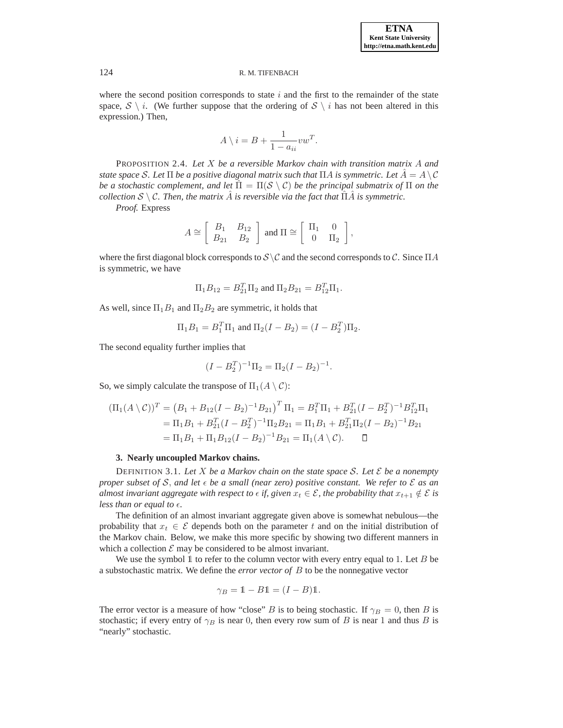where the second position corresponds to state $i$ and the first to the remainder of the state space, $\mathcal{S} \setminus i$. (We further suppose that the ordering of $\mathcal{S} \setminus i$ has not been altered in this expression.) Then,

$$A \setminus i = B + \frac{1}{1 - a_{ii}} v w^T.$$

PROPOSITION 2.4. *Let $X$ be a reversible Markov chain with transition matrix $A$ and state space $\mathcal{S}$. Let $\Pi$ be a positive diagonal matrix such that $\Pi A$ is symmetric. Let $\hat{A} = A \setminus \mathcal{C}$ be a stochastic complement, and let $\hat{\Pi} = \Pi(\mathcal{S} \setminus \mathcal{C})$ be the principal submatrix of $\Pi$ on the collection $\mathcal{S} \setminus \mathcal{C}$. Then, the matrix $\hat{A}$ is reversible via the fact that $\hat{\Pi}\hat{A}$ is symmetric.*

*Proof.* Express

$$A \cong \begin{bmatrix} B_1 & B_{12} \\ B_{21} & B_2 \end{bmatrix} \text{ and } \Pi \cong \begin{bmatrix} \Pi_1 & 0 \\ 0 & \Pi_2 \end{bmatrix},$$

where the first diagonal block corresponds to $\mathcal{S} \setminus \mathcal{C}$ and the second corresponds to $\mathcal{C}$. Since $\Pi A$ is symmetric, we have

$$\Pi_1 B_{12} = B_{21}^T \Pi_2 \text{ and } \Pi_2 B_{21} = B_{12}^T \Pi_1.$$

As well, since $\Pi_1 B_1$ and $\Pi_2 B_2$ are symmetric, it holds that

$$\Pi_1 B_1 = B_1^T \Pi_1 \text{ and } \Pi_2(I - B_2) = (I - B_2^T)\Pi_2.$$

The second equality further implies that

$$(I - B_2^T)^{-1}\Pi_2 = \Pi_2(I - B_2)^{-1}.$$

So, we simply calculate the transpose of $\Pi_1(A \setminus \mathcal{C})$:

$$\begin{aligned}
(\Pi_1(A \setminus \mathcal{C}))^T &= \left(B_1 + B_{12}(I - B_2)^{-1}B_{21}\right)^T \Pi_1 = B_1^T \Pi_1 + B_{21}^T (I - B_2^T)^{-1} B_{12}^T \Pi_1 \\
&= \Pi_1 B_1 + B_{21}^T (I - B_2^T)^{-1} \Pi_2 B_{21} = \Pi_1 B_1 + B_{21}^T \Pi_2 (I - B_2)^{-1} B_{21} \\
&= \Pi_1 B_1 + \Pi_1 B_{12}(I - B_2)^{-1} B_{21} = \Pi_1(A \setminus \mathcal{C}). \qquad \square
\end{aligned}$$

## 3. Nearly uncoupled Markov chains.

DEFINITION 3.1. *Let $X$ be a Markov chain on the state space $\mathcal{S}$. Let $\mathcal{E}$ be a nonempty proper subset of $\mathcal{S}$, and let $\epsilon$ be a small (near zero) positive constant. We refer to $\mathcal{E}$ as an almost invariant aggregate with respect to $\epsilon$ if, given $x_t \in \mathcal{E}$, the probability that $x_{t+1} \notin \mathcal{E}$ is less than or equal to $\epsilon$.*

The definition of an almost invariant aggregate given above is somewhat nebulous—the probability that $x_t \in \mathcal{E}$ depends both on the parameter $t$ and on the initial distribution of the Markov chain. Below, we make this more specific by showing two different manners in which a collection $\mathcal{E}$ may be considered to be almost invariant.

We use the symbol $\mathbb{1}$ to refer to the column vector with every entry equal to 1. Let $B$ be a substochastic matrix. We define the *error vector of* $B$ to be the nonnegative vector

$$\gamma_B = \mathbb{1} - B\mathbb{1} = (I - B)\mathbb{1}.$$

The error vector is a measure of how "close" $B$ is to being stochastic. If $\gamma_B = 0$, then $B$ is stochastic; if every entry of $\gamma_B$ is near 0, then every row sum of $B$ is near 1 and thus $B$ is "nearly" stochastic.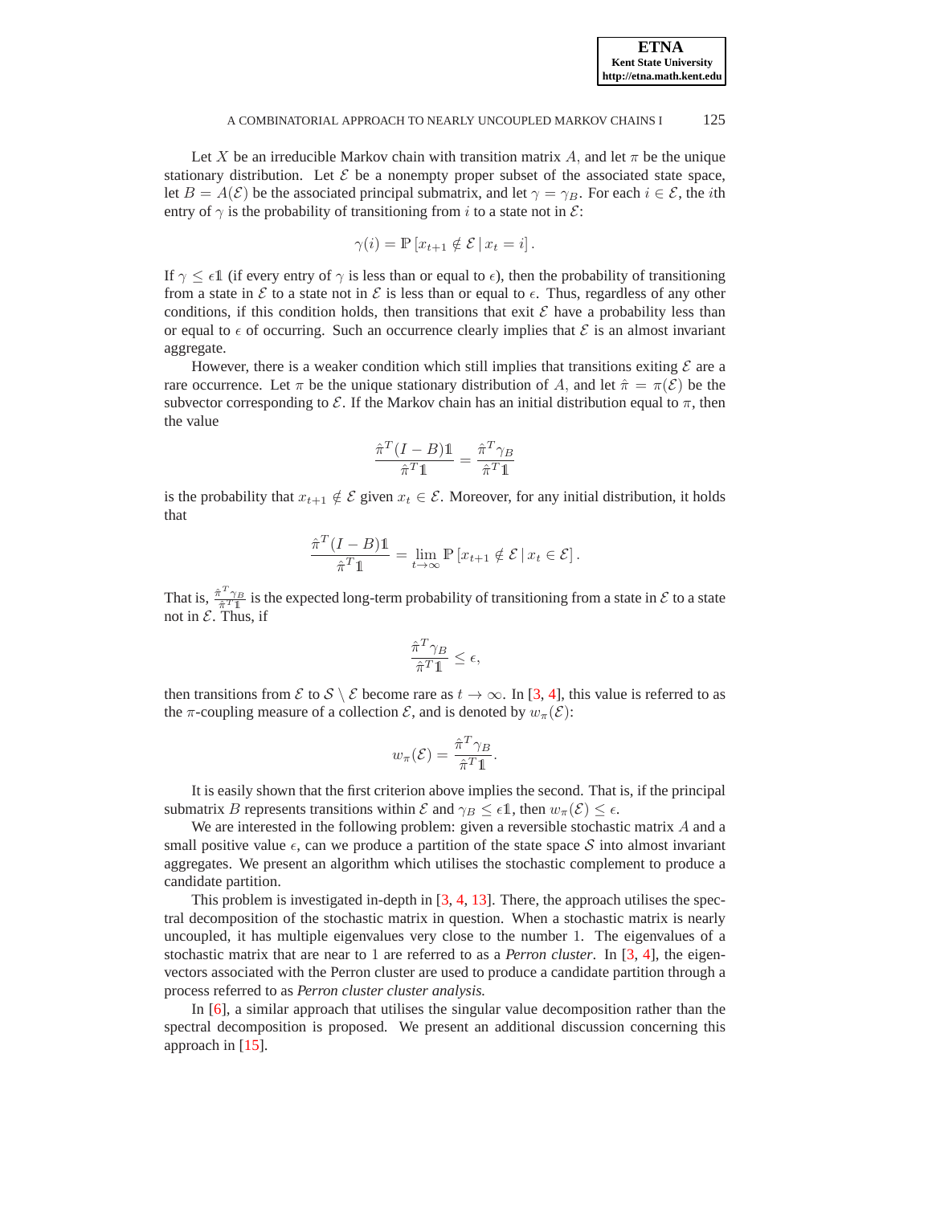Let $X$ be an irreducible Markov chain with transition matrix $A$, and let $\pi$ be the unique stationary distribution. Let $\mathcal{E}$ be a nonempty proper subset of the associated state space, let $B = A(\mathcal{E})$ be the associated principal submatrix, and let $\gamma = \gamma_B$. For each $i \in \mathcal{E}$, the $i$th entry of $\gamma$ is the probability of transitioning from $i$ to a state not in $\mathcal{E}$:

$$\gamma(i) = \mathbb{P}\left[x_{t+1} \notin \mathcal{E} \,|\, x_t = i\right].$$

If $\gamma \leq \epsilon \mathbb{1}$ (if every entry of $\gamma$ is less than or equal to $\epsilon$), then the probability of transitioning from a state in $\mathcal{E}$ to a state not in $\mathcal{E}$ is less than or equal to $\epsilon$. Thus, regardless of any other conditions, if this condition holds, then transitions that exit $\mathcal{E}$ have a probability less than or equal to $\epsilon$ of occurring. Such an occurrence clearly implies that $\mathcal{E}$ is an almost invariant aggregate.

However, there is a weaker condition which still implies that transitions exiting $\mathcal{E}$ are a rare occurrence. Let $\pi$ be the unique stationary distribution of $A$, and let $\hat{\pi} = \pi(\mathcal{E})$ be the subvector corresponding to $\mathcal{E}$. If the Markov chain has an initial distribution equal to $\pi$, then the value

$$\frac{\hat{\pi}^T (I - B)\mathbb{1}}{\hat{\pi}^T \mathbb{1}} = \frac{\hat{\pi}^T \gamma_B}{\hat{\pi}^T \mathbb{1}}$$

is the probability that $x_{t+1} \notin \mathcal{E}$ given $x_t \in \mathcal{E}$. Moreover, for any initial distribution, it holds that

$$\frac{\hat{\pi}^T (I - B)\mathbb{1}}{\hat{\pi}^T \mathbb{1}} = \lim_{t \to \infty} \mathbb{P}\left[x_{t+1} \notin \mathcal{E} \,|\, x_t \in \mathcal{E}\right].$$

That is, $\frac{\hat{\pi}^T \gamma_B}{\hat{\pi}^T \mathbb{1}}$ is the expected long-term probability of transitioning from a state in $\mathcal{E}$ to a state not in $\mathcal{E}$. Thus, if

$$\frac{\hat{\pi}^T \gamma_B}{\hat{\pi}^T \mathbb{1}} \leq \epsilon,$$

then transitions from $\mathcal{E}$ to $\mathcal{S} \setminus \mathcal{E}$ become rare as $t \to \infty$. In [3, 4], this value is referred to as the $\pi$-coupling measure of a collection $\mathcal{E}$, and is denoted by $w_\pi(\mathcal{E})$:

$$w_\pi(\mathcal{E}) = \frac{\hat{\pi}^T \gamma_B}{\hat{\pi}^T \mathbb{1}}.$$

It is easily shown that the first criterion above implies the second. That is, if the principal submatrix $B$ represents transitions within $\mathcal{E}$ and $\gamma_B \leq \epsilon \mathbb{1}$, then $w_\pi(\mathcal{E}) \leq \epsilon$.

We are interested in the following problem: given a reversible stochastic matrix $A$ and a small positive value $\epsilon$, can we produce a partition of the state space $\mathcal{S}$ into almost invariant aggregates. We present an algorithm which utilises the stochastic complement to produce a candidate partition.

This problem is investigated in-depth in [3, 4, 13]. There, the approach utilises the spectral decomposition of the stochastic matrix in question. When a stochastic matrix is nearly uncoupled, it has multiple eigenvalues very close to the number 1. The eigenvalues of a stochastic matrix that are near to 1 are referred to as a *Perron cluster*. In [3, 4], the eigenvectors associated with the Perron cluster are used to produce a candidate partition through a process referred to as *Perron cluster cluster analysis.*

In [6], a similar approach that utilises the singular value decomposition rather than the spectral decomposition is proposed. We present an additional discussion concerning this approach in [15].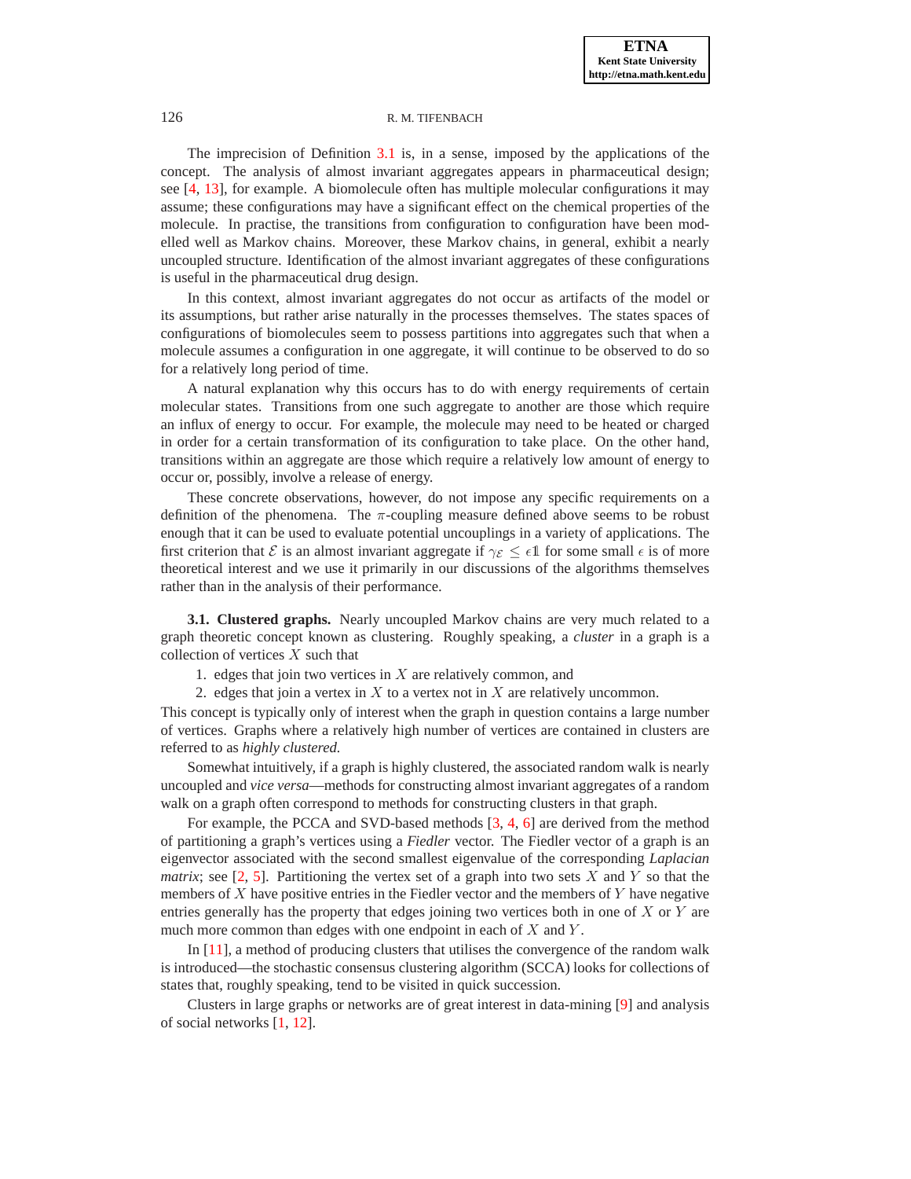The imprecision of Definition 3.1 is, in a sense, imposed by the applications of the concept. The analysis of almost invariant aggregates appears in pharmaceutical design; see [4, 13], for example. A biomolecule often has multiple molecular configurations it may assume; these configurations may have a significant effect on the chemical properties of the molecule. In practise, the transitions from configuration to configuration have been modelled well as Markov chains. Moreover, these Markov chains, in general, exhibit a nearly uncoupled structure. Identification of the almost invariant aggregates of these configurations is useful in the pharmaceutical drug design.

In this context, almost invariant aggregates do not occur as artifacts of the model or its assumptions, but rather arise naturally in the processes themselves. The states spaces of configurations of biomolecules seem to possess partitions into aggregates such that when a molecule assumes a configuration in one aggregate, it will continue to be observed to do so for a relatively long period of time.

A natural explanation why this occurs has to do with energy requirements of certain molecular states. Transitions from one such aggregate to another are those which require an influx of energy to occur. For example, the molecule may need to be heated or charged in order for a certain transformation of its configuration to take place. On the other hand, transitions within an aggregate are those which require a relatively low amount of energy to occur or, possibly, involve a release of energy.

These concrete observations, however, do not impose any specific requirements on a definition of the phenomena. The $\pi$-coupling measure defined above seems to be robust enough that it can be used to evaluate potential uncouplings in a variety of applications. The first criterion that $\mathcal{E}$ is an almost invariant aggregate if $\gamma_{\mathcal{E}} \leq \epsilon\mathbb{1}$ for some small $\epsilon$ is of more theoretical interest and we use it primarily in our discussions of the algorithms themselves rather than in the analysis of their performance.

### 3.1. Clustered graphs.

Nearly uncoupled Markov chains are very much related to a graph theoretic concept known as clustering. Roughly speaking, a *cluster* in a graph is a collection of vertices $X$ such that

1. edges that join two vertices in $X$ are relatively common, and
2. edges that join a vertex in $X$ to a vertex not in $X$ are relatively uncommon.

This concept is typically only of interest when the graph in question contains a large number of vertices. Graphs where a relatively high number of vertices are contained in clusters are referred to as *highly clustered.*

Somewhat intuitively, if a graph is highly clustered, the associated random walk is nearly uncoupled and *vice versa*—methods for constructing almost invariant aggregates of a random walk on a graph often correspond to methods for constructing clusters in that graph.

For example, the PCCA and SVD-based methods [3, 4, 6] are derived from the method of partitioning a graph's vertices using a *Fiedler* vector. The Fiedler vector of a graph is an eigenvector associated with the second smallest eigenvalue of the corresponding *Laplacian matrix*; see [2, 5]. Partitioning the vertex set of a graph into two sets $X$ and $Y$ so that the members of $X$ have positive entries in the Fiedler vector and the members of $Y$ have negative entries generally has the property that edges joining two vertices both in one of $X$ or $Y$ are much more common than edges with one endpoint in each of $X$ and $Y$.

In [11], a method of producing clusters that utilises the convergence of the random walk is introduced—the stochastic consensus clustering algorithm (SCCA) looks for collections of states that, roughly speaking, tend to be visited in quick succession.

Clusters in large graphs or networks are of great interest in data-mining [9] and analysis of social networks [1, 12].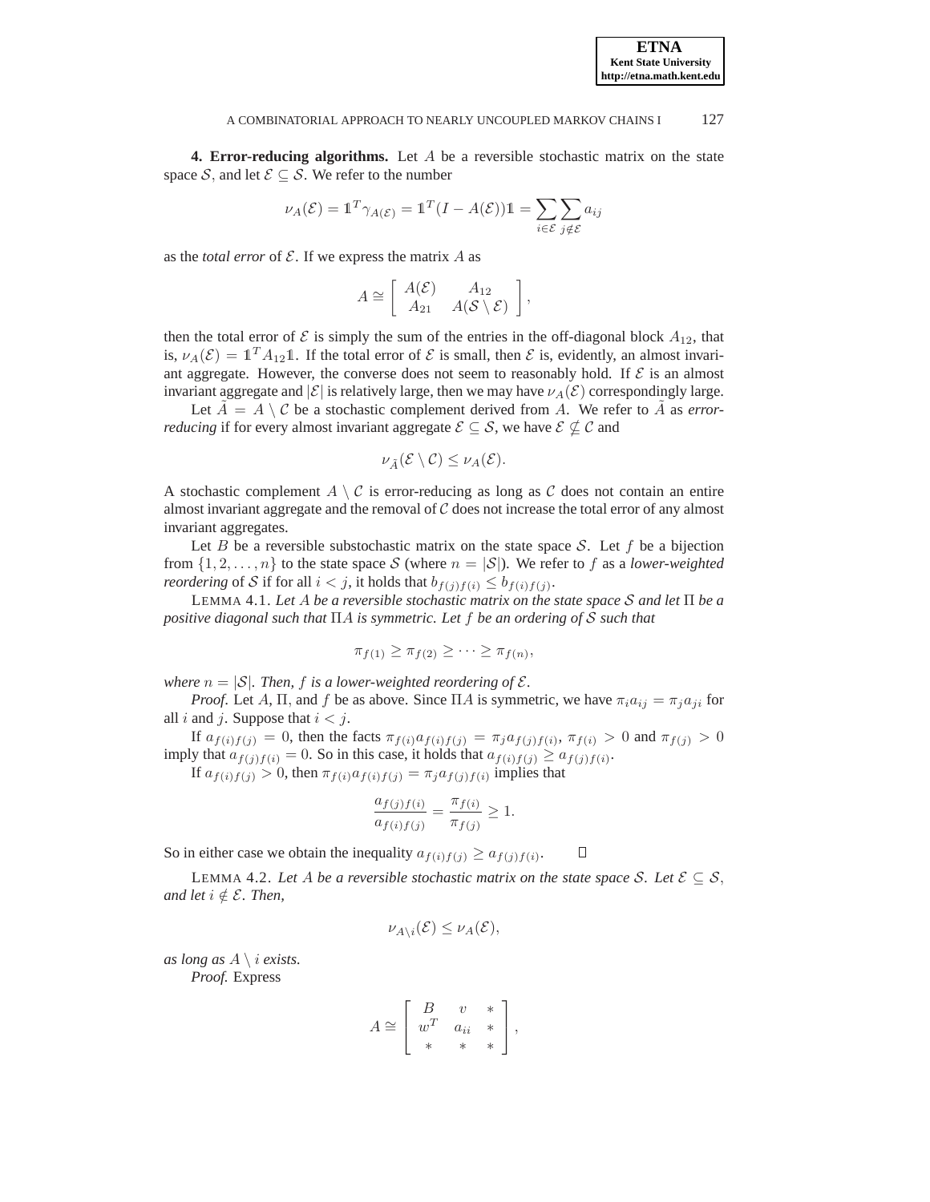**4. Error-reducing algorithms.** Let $A$ be a reversible stochastic matrix on the state space $\mathcal{S}$, and let $\mathcal{E} \subseteq \mathcal{S}$. We refer to the number

$$\nu_A(\mathcal{E}) = \mathbb{1}^T \gamma_{A(\mathcal{E})} = \mathbb{1}^T (I - A(\mathcal{E}))\mathbb{1} = \sum_{i \in \mathcal{E}} \sum_{j \notin \mathcal{E}} a_{ij}$$

as the *total error* of $\mathcal{E}$. If we express the matrix $A$ as

$$A \cong \left[ \begin{array}{cc} A(\mathcal{E}) & A_{12} \\ A_{21} & A(\mathcal{S} \setminus \mathcal{E}) \end{array} \right],$$

then the total error of $\mathcal{E}$ is simply the sum of the entries in the off-diagonal block $A_{12}$, that is, $\nu_A(\mathcal{E}) = \mathbb{1}^T A_{12} \mathbb{1}$. If the total error of $\mathcal{E}$ is small, then $\mathcal{E}$ is, evidently, an almost invariant aggregate. However, the converse does not seem to reasonably hold. If $\mathcal{E}$ is an almost invariant aggregate and $|\mathcal{E}|$ is relatively large, then we may have $\nu_A(\mathcal{E})$ correspondingly large.

Let $\tilde{A} = A \setminus \mathcal{C}$ be a stochastic complement derived from $A$. We refer to $\tilde{A}$ as *error-reducing* if for every almost invariant aggregate $\mathcal{E} \subseteq \mathcal{S}$, we have $\mathcal{E} \nsubseteq \mathcal{C}$ and

$$\nu_{\tilde{A}}(\mathcal{E} \setminus \mathcal{C}) \leq \nu_A(\mathcal{E}).$$

A stochastic complement $A \setminus \mathcal{C}$ is error-reducing as long as $\mathcal{C}$ does not contain an entire almost invariant aggregate and the removal of $\mathcal{C}$ does not increase the total error of any almost invariant aggregates.

Let $B$ be a reversible substochastic matrix on the state space $\mathcal{S}$. Let $f$ be a bijection from $\{1, 2, \ldots, n\}$ to the state space $\mathcal{S}$ (where $n = |\mathcal{S}|$). We refer to $f$ as a *lower-weighted reordering* of $\mathcal{S}$ if for all $i < j$, it holds that $b_{f(j)f(i)} \leq b_{f(i)f(j)}$.

LEMMA 4.1. *Let $A$ be a reversible stochastic matrix on the state space $\mathcal{S}$ and let $\Pi$ be a positive diagonal such that $\Pi A$ is symmetric. Let $f$ be an ordering of $\mathcal{S}$ such that*

$$\pi_{f(1)} \geq \pi_{f(2)} \geq \cdots \geq \pi_{f(n)},$$

*where $n = |\mathcal{S}|$. Then, $f$ is a lower-weighted reordering of $\mathcal{E}$.*

*Proof.* Let $A$, $\Pi$, and $f$ be as above. Since $\Pi A$ is symmetric, we have $\pi_i a_{ij} = \pi_j a_{ji}$ for all $i$ and $j$. Suppose that $i < j$.

If $a_{f(i)f(j)} = 0$, then the facts $\pi_{f(i)} a_{f(i)f(j)} = \pi_j a_{f(j)f(i)}$, $\pi_{f(i)} > 0$ and $\pi_{f(j)} > 0$ imply that $a_{f(j)f(i)} = 0$. So in this case, it holds that $a_{f(i)f(j)} \geq a_{f(j)f(i)}$.

If $a_{f(i)f(j)} > 0$, then $\pi_{f(i)} a_{f(i)f(j)} = \pi_j a_{f(j)f(i)}$ implies that

$$\frac{a_{f(j)f(i)}}{a_{f(i)f(j)}} = \frac{\pi_{f(i)}}{\pi_{f(j)}} \geq 1.$$

So in either case we obtain the inequality $a_{f(i)f(j)} \geq a_{f(j)f(i)}$. $\square$

LEMMA 4.2. *Let $A$ be a reversible stochastic matrix on the state space $\mathcal{S}$. Let $\mathcal{E} \subseteq \mathcal{S}$, and let $i \notin \mathcal{E}$. Then,*

$$\nu_{A \setminus i}(\mathcal{E}) \leq \nu_A(\mathcal{E}),$$

*as long as $A \setminus i$ exists.*

*Proof.* Express

$$A \cong \left[ \begin{array}{ccc} B & v & * \\ w^T & a_{ii} & * \\ * & * & * \end{array} \right],$$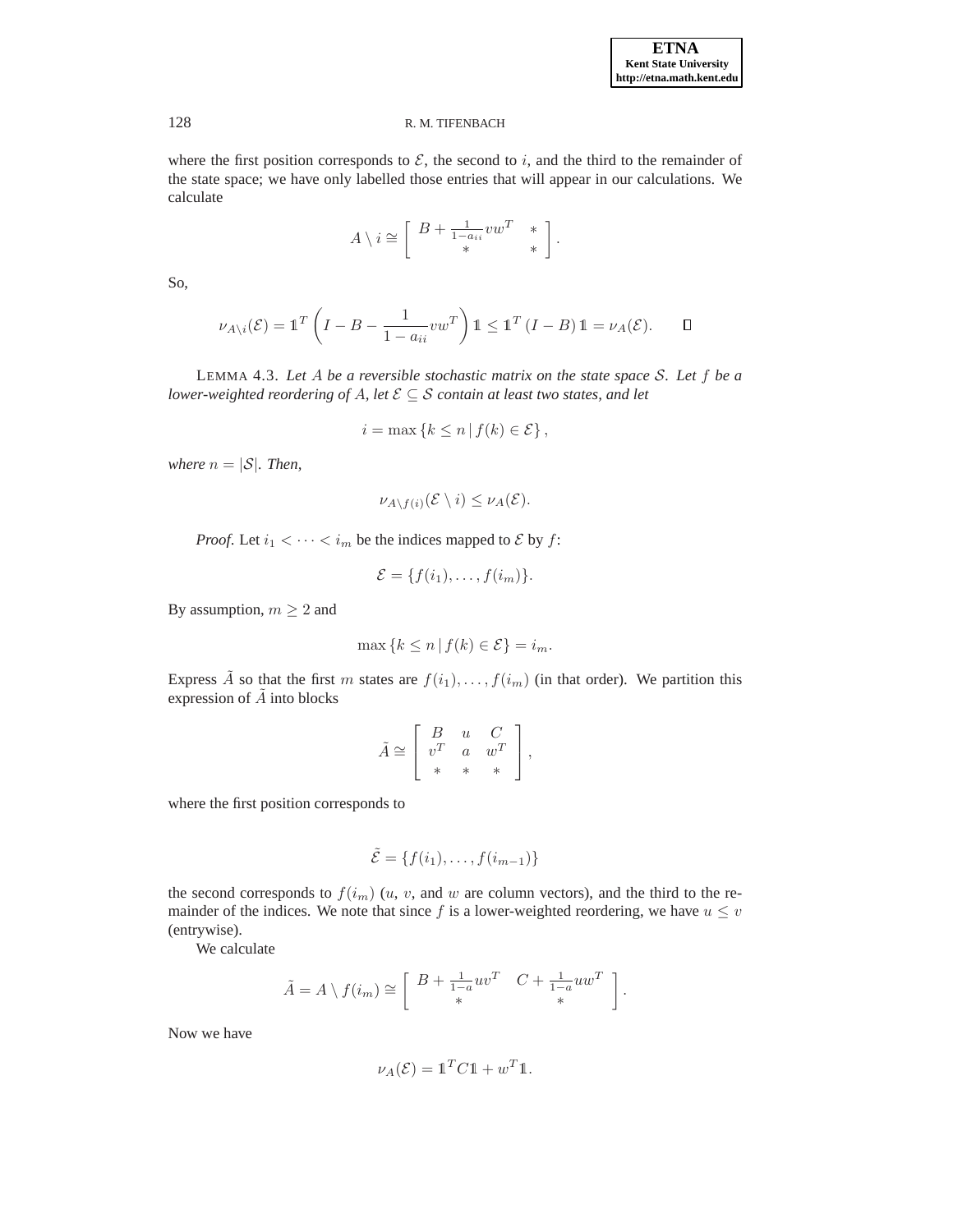where the first position corresponds to $\mathcal{E}$, the second to $i$, and the third to the remainder of the state space; we have only labelled those entries that will appear in our calculations. We calculate

$$A \setminus i \cong \begin{bmatrix} B + \frac{1}{1-a_{ii}} v w^T & * \\ * & * \end{bmatrix}.$$

So,

$$\nu_{A \setminus i}(\mathcal{E}) = \mathbb{1}^T \left( I - B - \frac{1}{1-a_{ii}} v w^T \right) \mathbb{1} \leq \mathbb{1}^T (I - B) \mathbb{1} = \nu_A(\mathcal{E}). \qquad \square$$

LEMMA 4.3. *Let $A$ be a reversible stochastic matrix on the state space $\mathcal{S}$. Let $f$ be a lower-weighted reordering of $A$, let $\mathcal{E} \subseteq \mathcal{S}$ contain at least two states, and let*

$$i = \max \{ k \leq n \,|\, f(k) \in \mathcal{E} \},$$

*where $n = |\mathcal{S}|$. Then,*

$$\nu_{A \setminus f(i)}(\mathcal{E} \setminus i) \leq \nu_A(\mathcal{E}).$$

*Proof.* Let $i_1 < \cdots < i_m$ be the indices mapped to $\mathcal{E}$ by $f$:

$$\mathcal{E} = \{ f(i_1), \ldots, f(i_m) \}.$$

By assumption, $m \geq 2$ and

$$\max \{ k \leq n \,|\, f(k) \in \mathcal{E} \} = i_m.$$

Express $\tilde{A}$ so that the first $m$ states are $f(i_1), \ldots, f(i_m)$ (in that order). We partition this expression of $\tilde{A}$ into blocks

$$\tilde{A} \cong \begin{bmatrix} B & u & C \\ v^T & a & w^T \\ * & * & * \end{bmatrix},$$

where the first position corresponds to

$$\tilde{\mathcal{E}} = \{ f(i_1), \ldots, f(i_{m-1}) \}$$

the second corresponds to $f(i_m)$ ($u$, $v$, and $w$ are column vectors), and the third to the remainder of the indices. We note that since $f$ is a lower-weighted reordering, we have $u \leq v$ (entrywise).

We calculate

$$\tilde{A} = A \setminus f(i_m) \cong \begin{bmatrix} B + \frac{1}{1-a} u v^T & C + \frac{1}{1-a} u w^T \\ * & * \end{bmatrix}.$$

Now we have

$$\nu_A(\mathcal{E}) = \mathbb{1}^T C \mathbb{1} + w^T \mathbb{1}.$$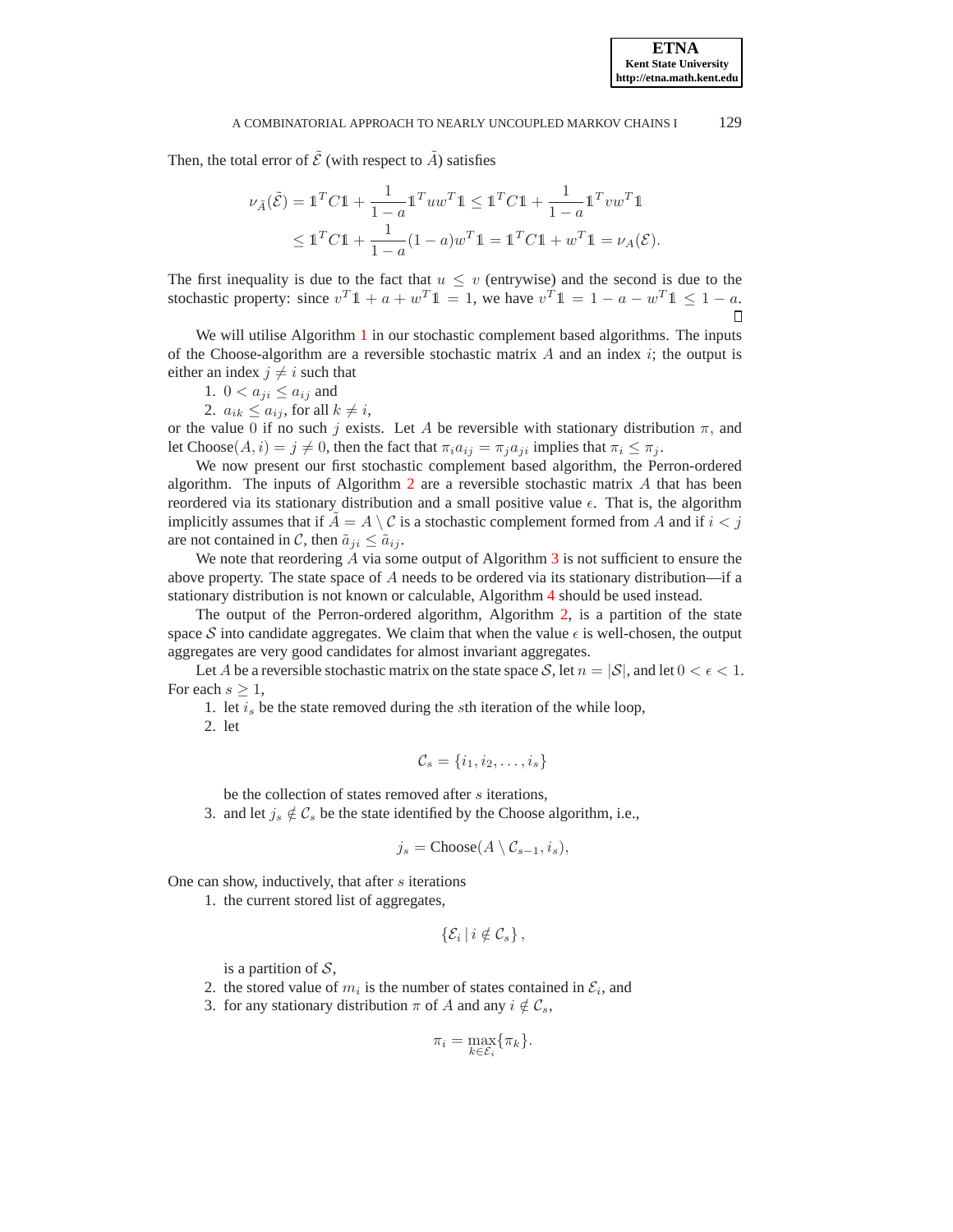Then, the total error of $\tilde{\mathcal{E}}$ (with respect to $\tilde{A}$) satisfies

$$
\begin{aligned}
\nu_{\tilde{A}}(\tilde{\mathcal{E}}) &= \mathbb{1}^T C \mathbb{1} + \frac{1}{1-a} \mathbb{1}^T u w^T \mathbb{1} \leq \mathbb{1}^T C \mathbb{1} + \frac{1}{1-a} \mathbb{1}^T v w^T \mathbb{1} \\
&\leq \mathbb{1}^T C \mathbb{1} + \frac{1}{1-a}(1-a) w^T \mathbb{1} = \mathbb{1}^T C \mathbb{1} + w^T \mathbb{1} = \nu_A(\mathcal{E}).
\end{aligned}
$$

The first inequality is due to the fact that $u \leq v$ (entrywise) and the second is due to the stochastic property: since $v^T \mathbb{1} + a + w^T \mathbb{1} = 1$, we have $v^T \mathbb{1} = 1 - a - w^T \mathbb{1} \leq 1 - a$. □

We will utilise Algorithm 1 in our stochastic complement based algorithms. The inputs of the Choose-algorithm are a reversible stochastic matrix $A$ and an index $i$; the output is either an index $j \neq i$ such that

1. $0 < a_{ji} \leq a_{ij}$ and
2. $a_{ik} \leq a_{ij}$, for all $k \neq i$,

or the value $0$ if no such $j$ exists. Let $A$ be reversible with stationary distribution $\pi$, and let $\text{Choose}(A, i) = j \neq 0$, then the fact that $\pi_i a_{ij} = \pi_j a_{ji}$ implies that $\pi_i \leq \pi_j$.

We now present our first stochastic complement based algorithm, the Perron-ordered algorithm. The inputs of Algorithm 2 are a reversible stochastic matrix $A$ that has been reordered via its stationary distribution and a small positive value $\epsilon$. That is, the algorithm implicitly assumes that if $\tilde{A} = A \setminus \mathcal{C}$ is a stochastic complement formed from $A$ and if $i < j$ are not contained in $\mathcal{C}$, then $\tilde{a}_{ji} \leq \tilde{a}_{ij}$.

We note that reordering $A$ via some output of Algorithm 3 is not sufficient to ensure the above property. The state space of $A$ needs to be ordered via its stationary distribution—if a stationary distribution is not known or calculable, Algorithm 4 should be used instead.

The output of the Perron-ordered algorithm, Algorithm 2, is a partition of the state space $\mathcal{S}$ into candidate aggregates. We claim that when the value $\epsilon$ is well-chosen, the output aggregates are very good candidates for almost invariant aggregates.

Let $A$ be a reversible stochastic matrix on the state space $\mathcal{S}$, let $n = |\mathcal{S}|$, and let $0 < \epsilon < 1$. For each $s \geq 1$,

1. let $i_s$ be the state removed during the $s$th iteration of the while loop,
2. let

$$
\mathcal{C}_s = \{i_1, i_2, \ldots, i_s\}
$$

   be the collection of states removed after $s$ iterations,
3. and let $j_s \notin \mathcal{C}_s$ be the state identified by the Choose algorithm, i.e.,

$$
j_s = \text{Choose}(A \setminus \mathcal{C}_{s-1}, i_s),
$$

One can show, inductively, that after $s$ iterations

1. the current stored list of aggregates,

$$
\{\mathcal{E}_i \,|\, i \notin \mathcal{C}_s\},
$$

   is a partition of $\mathcal{S}$,
2. the stored value of $m_i$ is the number of states contained in $\mathcal{E}_i$, and
3. for any stationary distribution $\pi$ of $A$ and any $i \notin \mathcal{C}_s$,

$$
\pi_i = \max_{k \in \mathcal{E}_i} \{\pi_k\}.
$$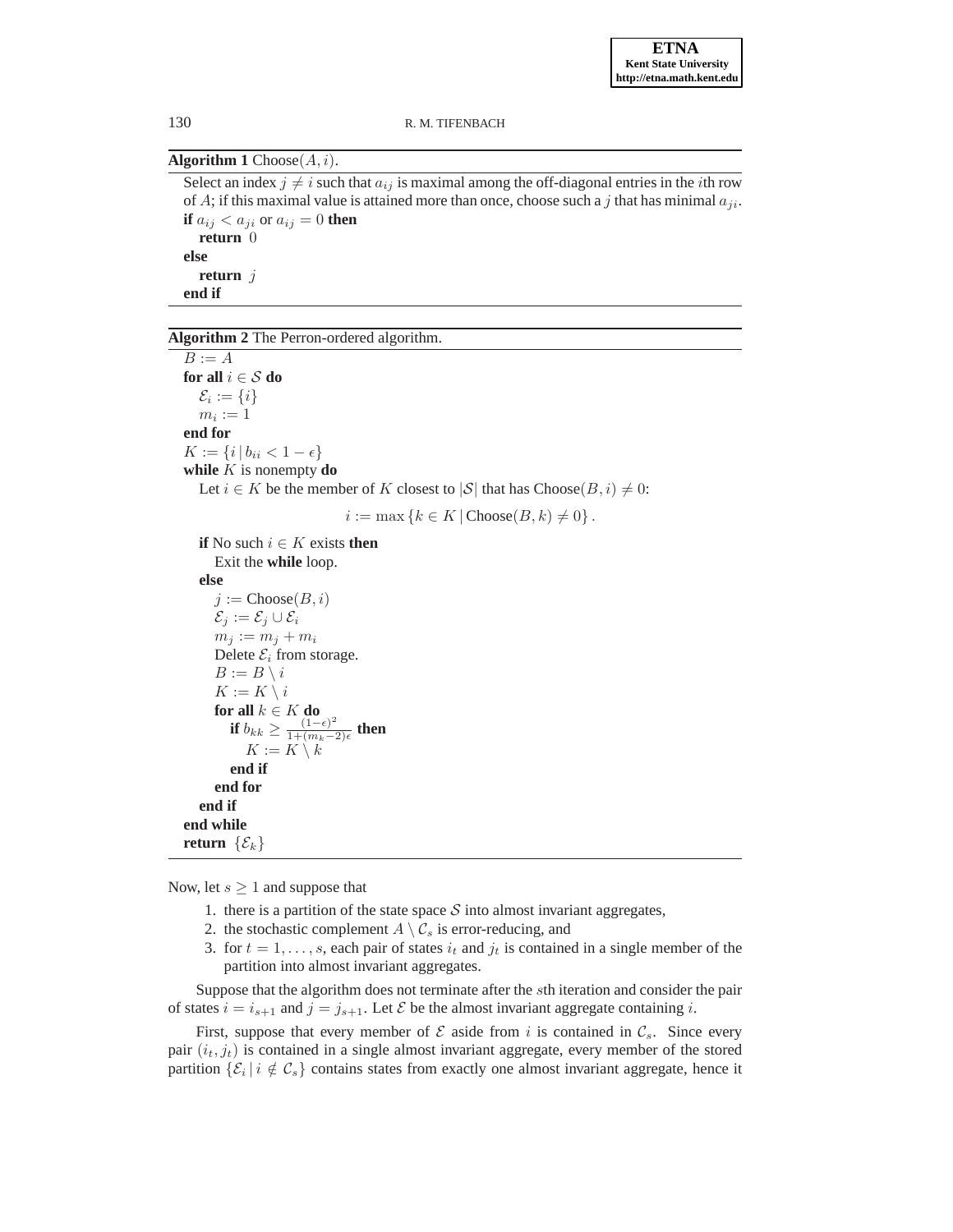**Algorithm 1** Choose$(A, i)$.

```
Select an index j ≠ i such that a_ij is maximal among the off-diagonal entries in the ith row
of A; if this maximal value is attained more than once, choose such a j that has minimal a_ji.
if a_ij < a_ji or a_ij = 0 then
   return 0
else
   return j
end if
```

**Algorithm 2** The Perron-ordered algorithm.

```
B := A
for all i ∈ S do
   E_i := {i}
   m_i := 1
end for
K := {i | b_ii < 1 − ε}
while K is nonempty do
   Let i ∈ K be the member of K closest to |S| that has Choose(B, i) ≠ 0:

         i := max {k ∈ K | Choose(B, k) ≠ 0}.

   if No such i ∈ K exists then
      Exit the while loop.
   else
      j := Choose(B, i)
      E_j := E_j ∪ E_i
      m_j := m_j + m_i
      Delete E_i from storage.
      B := B \ i
      K := K \ i
      for all k ∈ K do
         if b_kk ≥ (1−ε)^2 / (1+(m_k−2)ε) then
            K := K \ k
         end if
      end for
   end if
end while
return {E_k}
```

Now, let $s \geq 1$ and suppose that

1. there is a partition of the state space $\mathcal{S}$ into almost invariant aggregates,
2. the stochastic complement $A \setminus \mathcal{C}_s$ is error-reducing, and
3. for $t = 1, \ldots, s$, each pair of states $i_t$ and $j_t$ is contained in a single member of the partition into almost invariant aggregates.

Suppose that the algorithm does not terminate after the $s$th iteration and consider the pair of states $i = i_{s+1}$ and $j = j_{s+1}$. Let $\mathcal{E}$ be the almost invariant aggregate containing $i$.

First, suppose that every member of $\mathcal{E}$ aside from $i$ is contained in $\mathcal{C}_s$. Since every pair $(i_t, j_t)$ is contained in a single almost invariant aggregate, every member of the stored partition $\{\mathcal{E}_i \,|\, i \notin \mathcal{C}_s\}$ contains states from exactly one almost invariant aggregate, hence it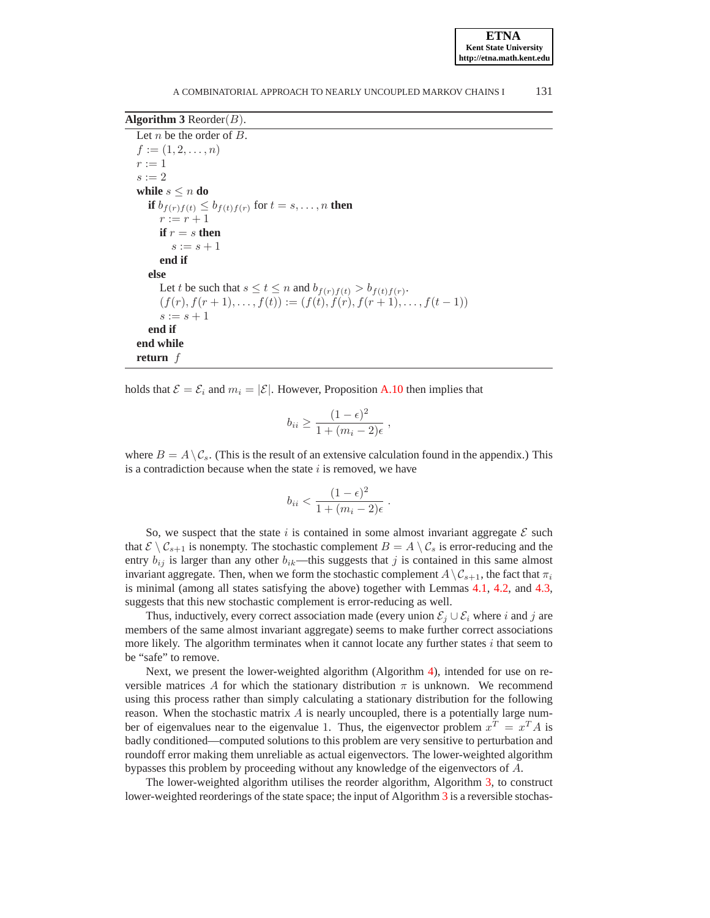**Algorithm 3** Reorder($B$).

```
Let n be the order of B.
f := (1, 2, ..., n)
r := 1
s := 2
while s ≤ n do
   if b_{f(r)f(t)} ≤ b_{f(t)f(r)} for t = s, ..., n then
      r := r + 1
      if r = s then
         s := s + 1
      end if
   else
      Let t be such that s ≤ t ≤ n and b_{f(r)f(t)} > b_{f(t)f(r)}.
      (f(r), f(r+1), ..., f(t)) := (f(t), f(r), f(r+1), ..., f(t-1))
      s := s + 1
   end if
end while
return f
```

holds that $\mathcal{E} = \mathcal{E}_i$ and $m_i = |\mathcal{E}|$. However, Proposition A.10 then implies that

$$b_{ii} \geq \frac{(1-\epsilon)^2}{1+(m_i-2)\epsilon} \ ,$$

where $B = A \backslash \mathcal{C}_s$. (This is the result of an extensive calculation found in the appendix.) This is a contradiction because when the state $i$ is removed, we have

$$b_{ii} < \frac{(1-\epsilon)^2}{1+(m_i-2)\epsilon} \ .$$

So, we suspect that the state $i$ is contained in some almost invariant aggregate $\mathcal{E}$ such that $\mathcal{E} \setminus \mathcal{C}_{s+1}$ is nonempty. The stochastic complement $B = A \setminus \mathcal{C}_s$ is error-reducing and the entry $b_{ij}$ is larger than any other $b_{ik}$—this suggests that $j$ is contained in this same almost invariant aggregate. Then, when we form the stochastic complement $A \backslash \mathcal{C}_{s+1}$, the fact that $\pi_i$ is minimal (among all states satisfying the above) together with Lemmas 4.1, 4.2, and 4.3, suggests that this new stochastic complement is error-reducing as well.

Thus, inductively, every correct association made (every union $\mathcal{E}_j \cup \mathcal{E}_i$ where $i$ and $j$ are members of the same almost invariant aggregate) seems to make further correct associations more likely. The algorithm terminates when it cannot locate any further states $i$ that seem to be "safe" to remove.

Next, we present the lower-weighted algorithm (Algorithm 4), intended for use on reversible matrices $A$ for which the stationary distribution $\pi$ is unknown. We recommend using this process rather than simply calculating a stationary distribution for the following reason. When the stochastic matrix $A$ is nearly uncoupled, there is a potentially large number of eigenvalues near to the eigenvalue 1. Thus, the eigenvector problem $x^T = x^T A$ is badly conditioned—computed solutions to this problem are very sensitive to perturbation and roundoff error making them unreliable as actual eigenvectors. The lower-weighted algorithm bypasses this problem by proceeding without any knowledge of the eigenvectors of $A$.

The lower-weighted algorithm utilises the reorder algorithm, Algorithm 3, to construct lower-weighted reorderings of the state space; the input of Algorithm 3 is a reversible stochas-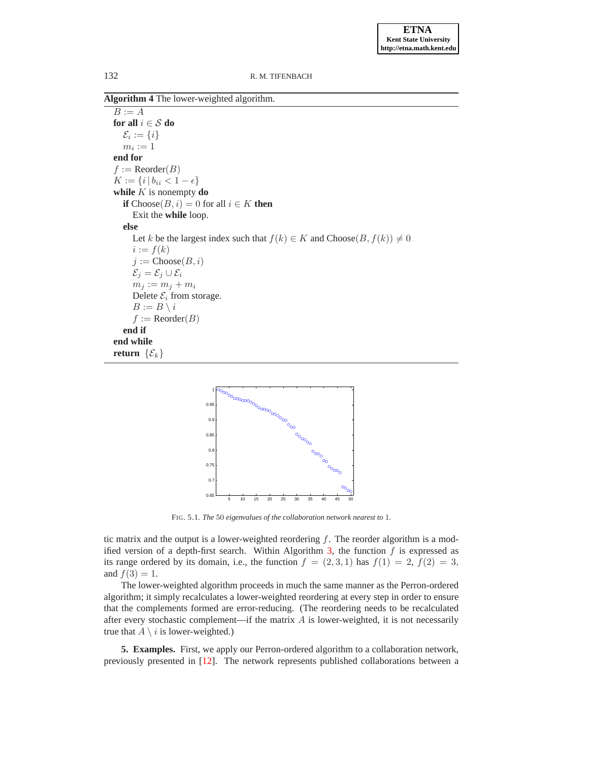**Algorithm 4** The lower-weighted algorithm.

```
B := A
for all i ∈ S do
    E_i := {i}
    m_i := 1
end for
f := Reorder(B)
K := {i | b_ii < 1 − ε}
while K is nonempty do
    if Choose(B, i) = 0 for all i ∈ K then
        Exit the while loop.
    else
        Let k be the largest index such that f(k) ∈ K and Choose(B, f(k)) ≠ 0
        i := f(k)
        j := Choose(B, i)
        E_j = E_j ∪ E_i
        m_j := m_j + m_i
        Delete E_i from storage.
        B := B \ i
        f := Reorder(B)
    end if
end while
return {E_k}
```

FIG. 5.1. *The* 50 *eigenvalues of the collaboration network nearest to* 1.

tic matrix and the output is a lower-weighted reordering $f$. The reorder algorithm is a modified version of a depth-first search. Within Algorithm 3, the function $f$ is expressed as its range ordered by its domain, i.e., the function $f = (2, 3, 1)$ has $f(1) = 2$, $f(2) = 3$, and $f(3) = 1$.

The lower-weighted algorithm proceeds in much the same manner as the Perron-ordered algorithm; it simply recalculates a lower-weighted reordering at every step in order to ensure that the complements formed are error-reducing. (The reordering needs to be recalculated after every stochastic complement—if the matrix $A$ is lower-weighted, it is not necessarily true that $A \setminus i$ is lower-weighted.)

**5. Examples.** First, we apply our Perron-ordered algorithm to a collaboration network, previously presented in [12]. The network represents published collaborations between a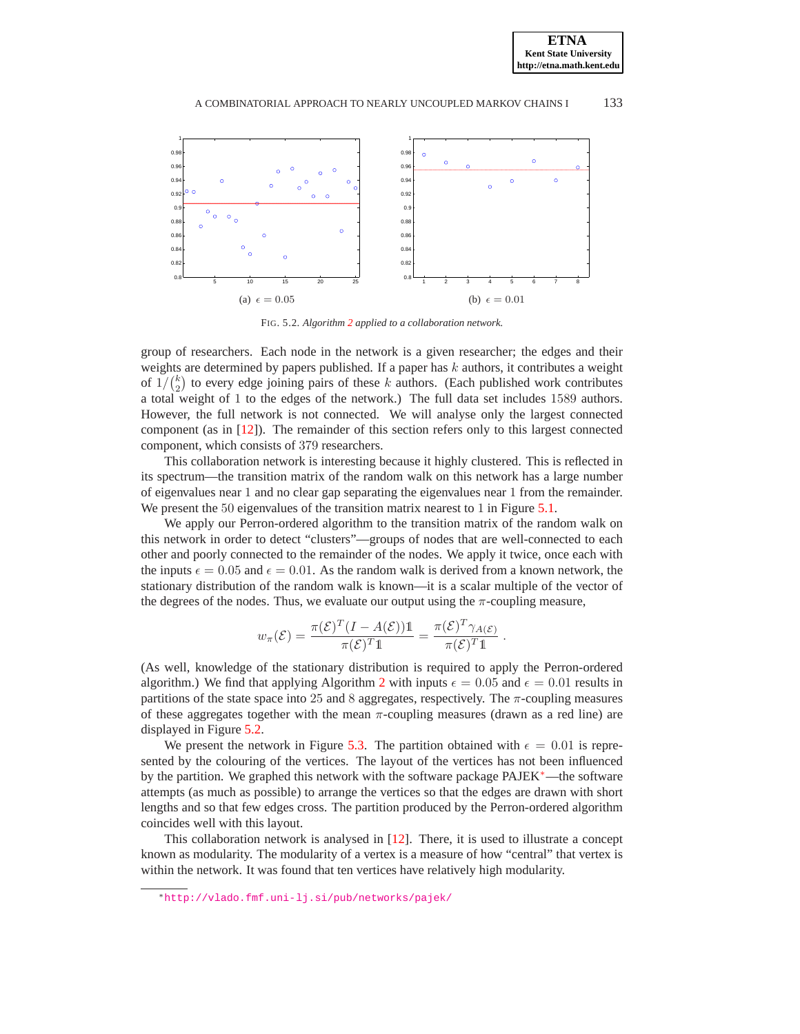(a) $\epsilon = 0.05$

(b) $\epsilon = 0.01$

FIG. 5.2. *Algorithm 2 applied to a collaboration network.*

group of researchers. Each node in the network is a given researcher; the edges and their weights are determined by papers published. If a paper has $k$ authors, it contributes a weight of $1/\binom{k}{2}$ to every edge joining pairs of these $k$ authors. (Each published work contributes a total weight of 1 to the edges of the network.) The full data set includes 1589 authors. However, the full network is not connected. We will analyse only the largest connected component (as in [12]). The remainder of this section refers only to this largest connected component, which consists of 379 researchers.

This collaboration network is interesting because it highly clustered. This is reflected in its spectrum—the transition matrix of the random walk on this network has a large number of eigenvalues near 1 and no clear gap separating the eigenvalues near 1 from the remainder. We present the 50 eigenvalues of the transition matrix nearest to 1 in Figure 5.1.

We apply our Perron-ordered algorithm to the transition matrix of the random walk on this network in order to detect "clusters"—groups of nodes that are well-connected to each other and poorly connected to the remainder of the nodes. We apply it twice, once each with the inputs $\epsilon = 0.05$ and $\epsilon = 0.01$. As the random walk is derived from a known network, the stationary distribution of the random walk is known—it is a scalar multiple of the vector of the degrees of the nodes. Thus, we evaluate our output using the $\pi$-coupling measure,

$$w_\pi(\mathcal{E}) = \frac{\pi(\mathcal{E})^T (I - A(\mathcal{E}))\mathbb{1}}{\pi(\mathcal{E})^T \mathbb{1}} = \frac{\pi(\mathcal{E})^T \gamma_{A(\mathcal{E})}}{\pi(\mathcal{E})^T \mathbb{1}} \ .$$

(As well, knowledge of the stationary distribution is required to apply the Perron-ordered algorithm.) We find that applying Algorithm 2 with inputs $\epsilon = 0.05$ and $\epsilon = 0.01$ results in partitions of the state space into 25 and 8 aggregates, respectively. The $\pi$-coupling measures of these aggregates together with the mean $\pi$-coupling measures (drawn as a red line) are displayed in Figure 5.2.

We present the network in Figure 5.3. The partition obtained with $\epsilon = 0.01$ is represented by the colouring of the vertices. The layout of the vertices has not been influenced by the partition. We graphed this network with the software package PAJEK*—the software attempts (as much as possible) to arrange the vertices so that the edges are drawn with short lengths and so that few edges cross. The partition produced by the Perron-ordered algorithm coincides well with this layout.

This collaboration network is analysed in [12]. There, it is used to illustrate a concept known as modularity. The modularity of a vertex is a measure of how "central" that vertex is within the network. It was found that ten vertices have relatively high modularity.

*http://vlado.fmf.uni-lj.si/pub/networks/pajek/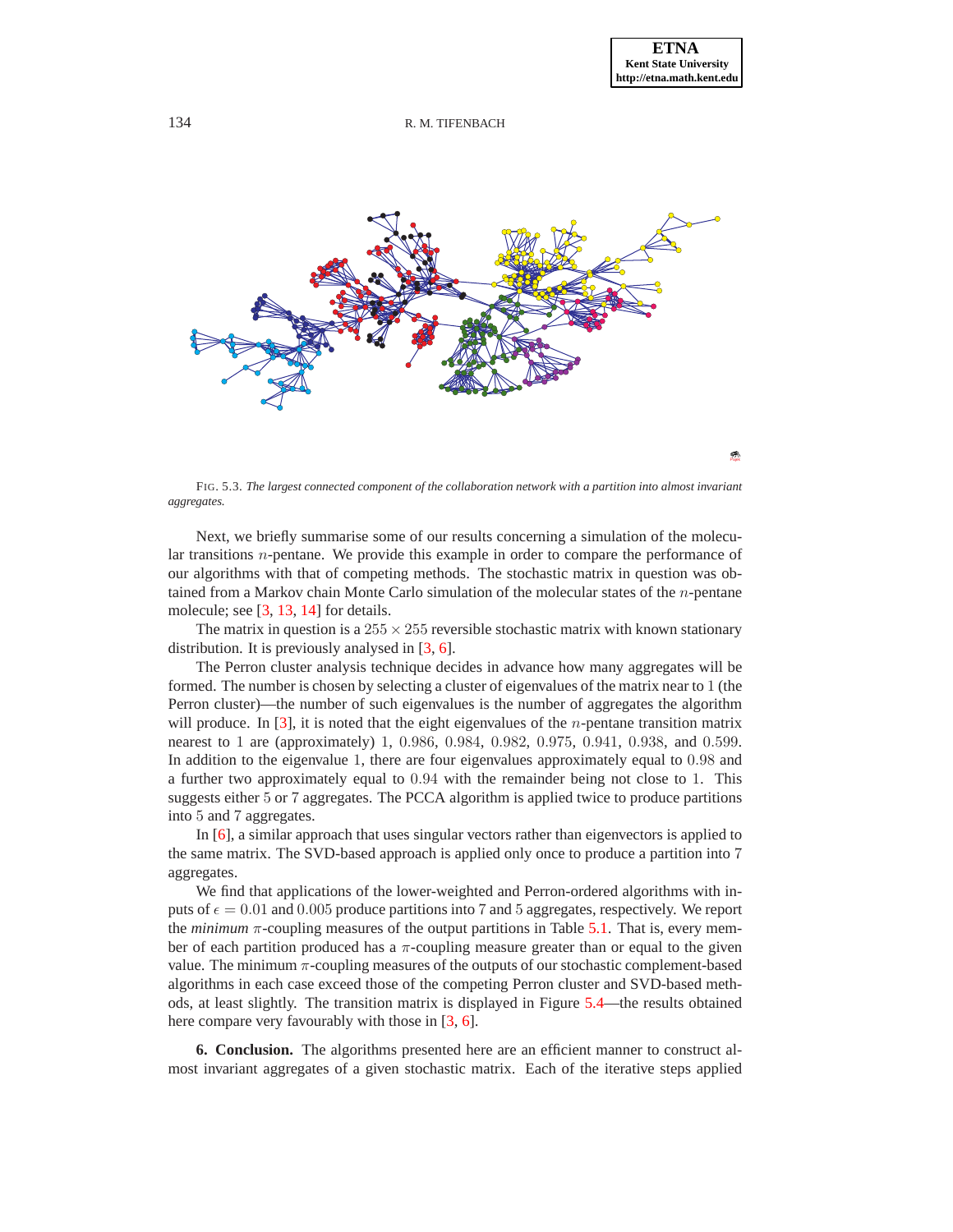FIG. 5.3. *The largest connected component of the collaboration network with a partition into almost invariant aggregates.*

Next, we briefly summarise some of our results concerning a simulation of the molecular transitions $n$-pentane. We provide this example in order to compare the performance of our algorithms with that of competing methods. The stochastic matrix in question was obtained from a Markov chain Monte Carlo simulation of the molecular states of the $n$-pentane molecule; see [3, 13, 14] for details.

The matrix in question is a $255 \times 255$ reversible stochastic matrix with known stationary distribution. It is previously analysed in [3, 6].

The Perron cluster analysis technique decides in advance how many aggregates will be formed. The number is chosen by selecting a cluster of eigenvalues of the matrix near to 1 (the Perron cluster)—the number of such eigenvalues is the number of aggregates the algorithm will produce. In [3], it is noted that the eight eigenvalues of the $n$-pentane transition matrix nearest to 1 are (approximately) $1$, $0.986$, $0.984$, $0.982$, $0.975$, $0.941$, $0.938$, and $0.599$. In addition to the eigenvalue $1$, there are four eigenvalues approximately equal to $0.98$ and a further two approximately equal to $0.94$ with the remainder being not close to $1$. This suggests either $5$ or $7$ aggregates. The PCCA algorithm is applied twice to produce partitions into 5 and 7 aggregates.

In [6], a similar approach that uses singular vectors rather than eigenvectors is applied to the same matrix. The SVD-based approach is applied only once to produce a partition into 7 aggregates.

We find that applications of the lower-weighted and Perron-ordered algorithms with inputs of $\epsilon = 0.01$ and $0.005$ produce partitions into 7 and 5 aggregates, respectively. We report the *minimum* $\pi$-coupling measures of the output partitions in Table 5.1. That is, every member of each partition produced has a $\pi$-coupling measure greater than or equal to the given value. The minimum $\pi$-coupling measures of the outputs of our stochastic complement-based algorithms in each case exceed those of the competing Perron cluster and SVD-based methods, at least slightly. The transition matrix is displayed in Figure 5.4—the results obtained here compare very favourably with those in [3, 6].

**6. Conclusion.** The algorithms presented here are an efficient manner to construct almost invariant aggregates of a given stochastic matrix. Each of the iterative steps applied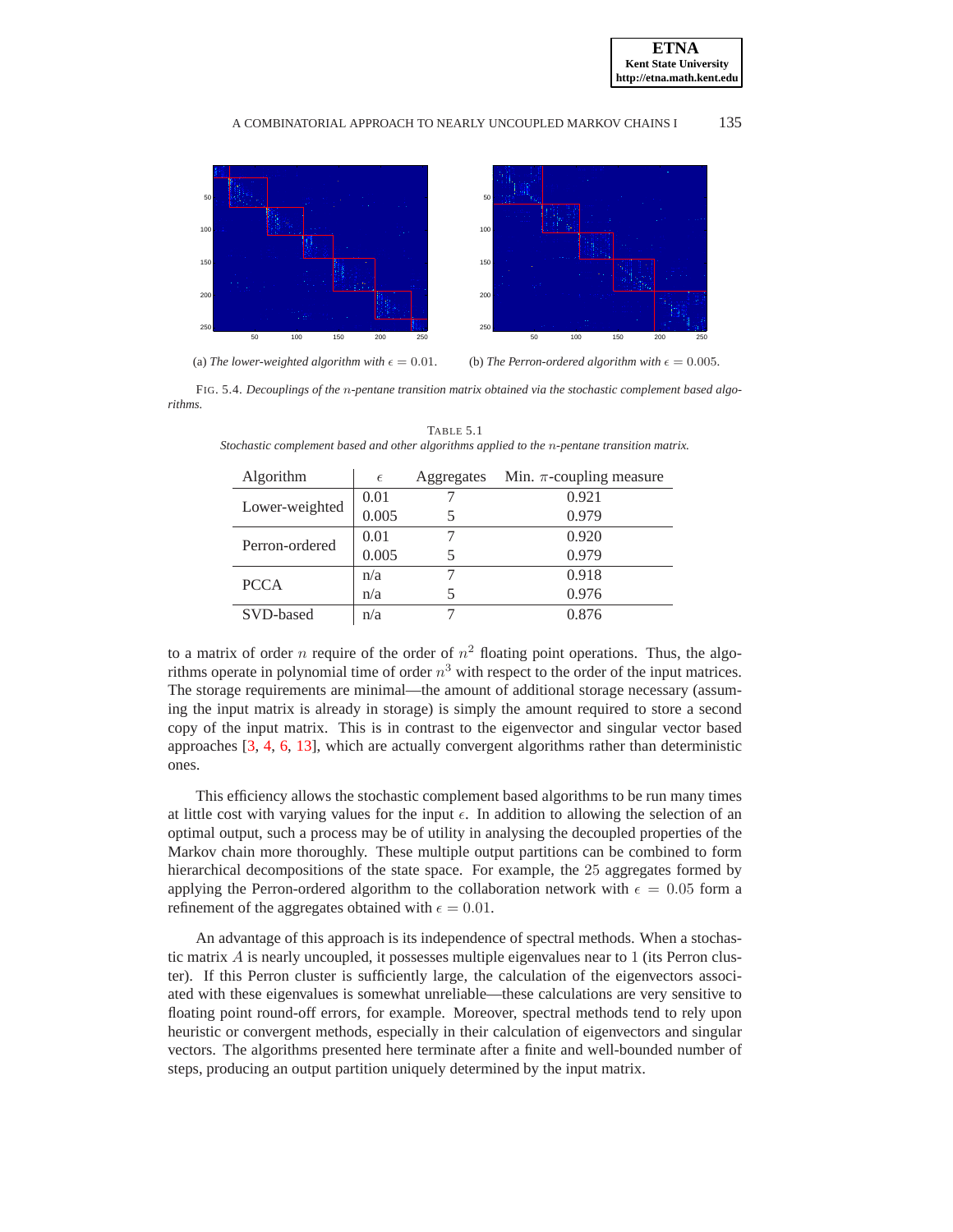(a) *The lower-weighted algorithm with* $\epsilon = 0.01$.

(b) *The Perron-ordered algorithm with* $\epsilon = 0.005$.

FIG. 5.4. *Decouplings of the* $n$*-pentane transition matrix obtained via the stochastic complement based algorithms.*

TABLE 5.1
*Stochastic complement based and other algorithms applied to the* $n$*-pentane transition matrix.*

| Algorithm | $\epsilon$ | Aggregates | Min. $\pi$-coupling measure |
|---|---|---|---|
| Lower-weighted | 0.01 | 7 | 0.921 |
| | 0.005 | 5 | 0.979 |
| Perron-ordered | 0.01 | 7 | 0.920 |
| | 0.005 | 5 | 0.979 |
| PCCA | n/a | 7 | 0.918 |
| | n/a | 5 | 0.976 |
| SVD-based | n/a | 7 | 0.876 |

to a matrix of order $n$ require of the order of $n^2$ floating point operations. Thus, the algorithms operate in polynomial time of order $n^3$ with respect to the order of the input matrices. The storage requirements are minimal—the amount of additional storage necessary (assuming the input matrix is already in storage) is simply the amount required to store a second copy of the input matrix. This is in contrast to the eigenvector and singular vector based approaches [3, 4, 6, 13], which are actually convergent algorithms rather than deterministic ones.

This efficiency allows the stochastic complement based algorithms to be run many times at little cost with varying values for the input $\epsilon$. In addition to allowing the selection of an optimal output, such a process may be of utility in analysing the decoupled properties of the Markov chain more thoroughly. These multiple output partitions can be combined to form hierarchical decompositions of the state space. For example, the 25 aggregates formed by applying the Perron-ordered algorithm to the collaboration network with $\epsilon = 0.05$ form a refinement of the aggregates obtained with $\epsilon = 0.01$.

An advantage of this approach is its independence of spectral methods. When a stochastic matrix $A$ is nearly uncoupled, it possesses multiple eigenvalues near to 1 (its Perron cluster). If this Perron cluster is sufficiently large, the calculation of the eigenvectors associated with these eigenvalues is somewhat unreliable—these calculations are very sensitive to floating point round-off errors, for example. Moreover, spectral methods tend to rely upon heuristic or convergent methods, especially in their calculation of eigenvectors and singular vectors. The algorithms presented here terminate after a finite and well-bounded number of steps, producing an output partition uniquely determined by the input matrix.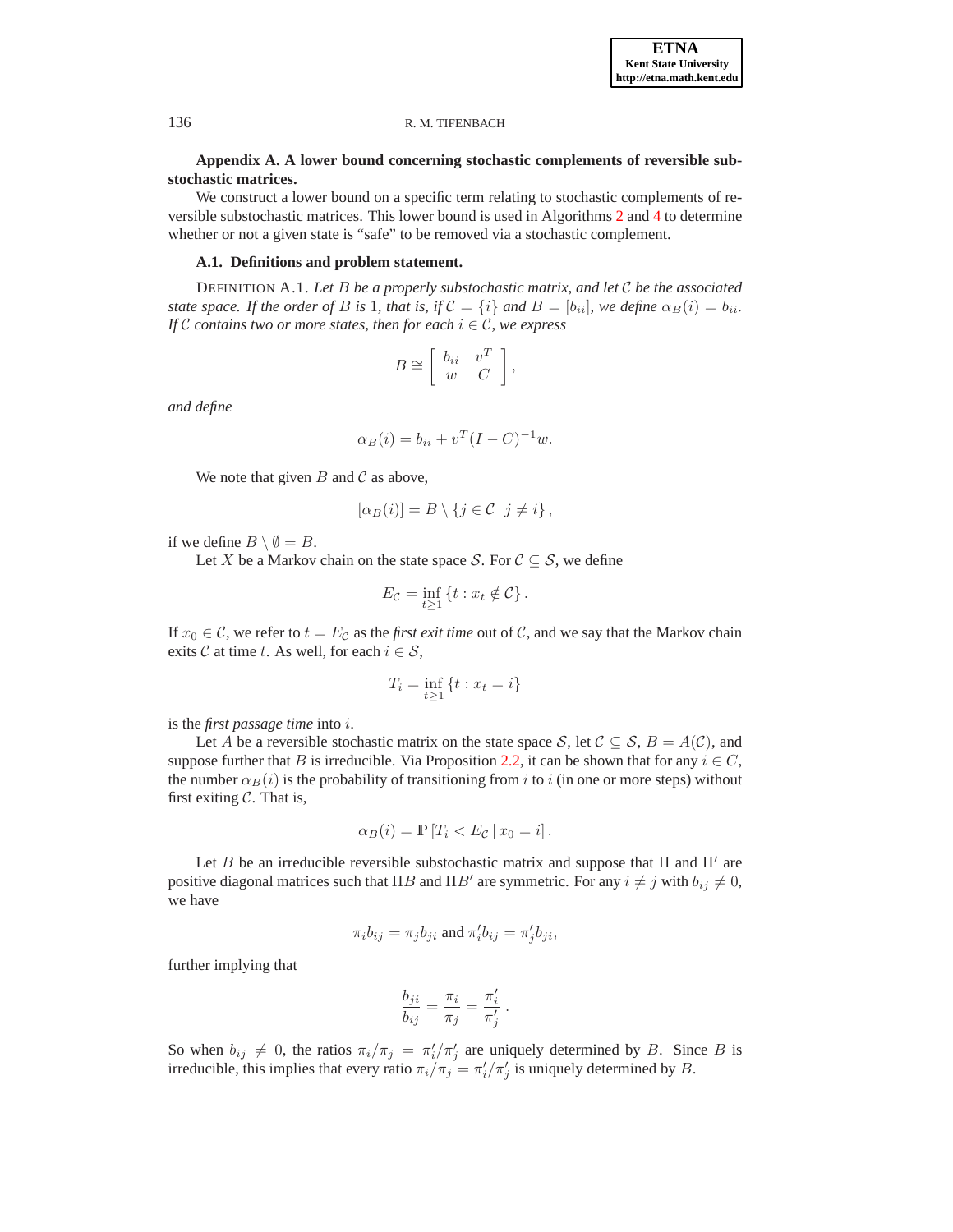## Appendix A. A lower bound concerning stochastic complements of reversible substochastic matrices.

We construct a lower bound on a specific term relating to stochastic complements of reversible substochastic matrices. This lower bound is used in Algorithms 2 and 4 to determine whether or not a given state is "safe" to be removed via a stochastic complement.

### A.1. Definitions and problem statement.

DEFINITION A.1. *Let $B$ be a properly substochastic matrix, and let $\mathcal{C}$ be the associated state space. If the order of $B$ is 1, that is, if $\mathcal{C} = \{i\}$ and $B = [b_{ii}]$, we define $\alpha_B(i) = b_{ii}$. If $\mathcal{C}$ contains two or more states, then for each $i \in \mathcal{C}$, we express*

$$B \cong \begin{bmatrix} b_{ii} & v^T \\ w & C \end{bmatrix},$$

*and define*

$$\alpha_B(i) = b_{ii} + v^T(I - C)^{-1}w.$$

We note that given $B$ and $\mathcal{C}$ as above,

$$[\alpha_B(i)] = B \setminus \{j \in \mathcal{C} \,|\, j \neq i\},$$

if we define $B \setminus \emptyset = B$.

Let $X$ be a Markov chain on the state space $\mathcal{S}$. For $\mathcal{C} \subseteq \mathcal{S}$, we define

$$E_{\mathcal{C}} = \inf_{t \geq 1} \{t : x_t \notin \mathcal{C}\}.$$

If $x_0 \in \mathcal{C}$, we refer to $t = E_{\mathcal{C}}$ as the *first exit time* out of $\mathcal{C}$, and we say that the Markov chain exits $\mathcal{C}$ at time $t$. As well, for each $i \in \mathcal{S}$,

$$T_i = \inf_{t \geq 1} \{t : x_t = i\}$$

is the *first passage time* into $i$.

Let $A$ be a reversible stochastic matrix on the state space $\mathcal{S}$, let $\mathcal{C} \subseteq \mathcal{S}$, $B = A(\mathcal{C})$, and suppose further that $B$ is irreducible. Via Proposition 2.2, it can be shown that for any $i \in C$, the number $\alpha_B(i)$ is the probability of transitioning from $i$ to $i$ (in one or more steps) without first exiting $\mathcal{C}$. That is,

$$\alpha_B(i) = \mathbb{P}\left[T_i < E_{\mathcal{C}} \,|\, x_0 = i\right].$$

Let $B$ be an irreducible reversible substochastic matrix and suppose that $\Pi$ and $\Pi'$ are positive diagonal matrices such that $\Pi B$ and $\Pi B'$ are symmetric. For any $i \neq j$ with $b_{ij} \neq 0$, we have

$$\pi_i b_{ij} = \pi_j b_{ji} \text{ and } \pi_i' b_{ij} = \pi_j' b_{ji},$$

further implying that

$$\frac{b_{ji}}{b_{ij}} = \frac{\pi_i}{\pi_j} = \frac{\pi_i'}{\pi_j'}.$$

So when $b_{ij} \neq 0$, the ratios $\pi_i/\pi_j = \pi_i'/\pi_j'$ are uniquely determined by $B$. Since $B$ is irreducible, this implies that every ratio $\pi_i/\pi_j = \pi_i'/\pi_j'$ is uniquely determined by $B$.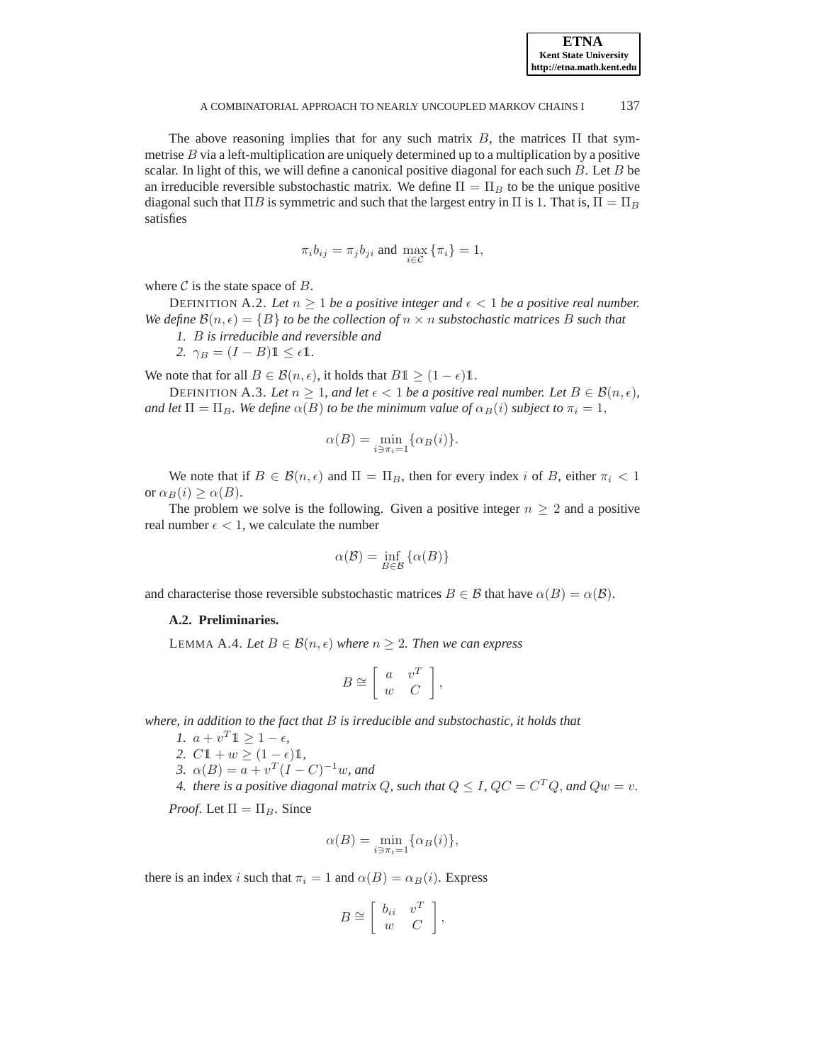The above reasoning implies that for any such matrix $B$, the matrices $\Pi$ that symmetrise $B$ via a left-multiplication are uniquely determined up to a multiplication by a positive scalar. In light of this, we will define a canonical positive diagonal for each such $B$. Let $B$ be an irreducible reversible substochastic matrix. We define $\Pi = \Pi_B$ to be the unique positive diagonal such that $\Pi B$ is symmetric and such that the largest entry in $\Pi$ is 1. That is, $\Pi = \Pi_B$ satisfies

$$\pi_i b_{ij} = \pi_j b_{ji} \text{ and } \max_{i \in \mathcal{C}} \{\pi_i\} = 1,$$

where $\mathcal{C}$ is the state space of $B$.

DEFINITION A.2. *Let $n \geq 1$ be a positive integer and $\epsilon < 1$ be a positive real number. We define $\mathcal{B}(n, \epsilon) = \{B\}$ to be the collection of $n \times n$ substochastic matrices $B$ such that*

1. *$B$ is irreducible and reversible and*
2. *$\gamma_B = (I - B)\mathbb{1} \leq \epsilon \mathbb{1}$.*

We note that for all $B \in \mathcal{B}(n, \epsilon)$, it holds that $B\mathbb{1} \geq (1 - \epsilon)\mathbb{1}$.

DEFINITION A.3. *Let $n \geq 1$, and let $\epsilon < 1$ be a positive real number. Let $B \in \mathcal{B}(n, \epsilon)$, and let $\Pi = \Pi_B$. We define $\alpha(B)$ to be the minimum value of $\alpha_B(i)$ subject to $\pi_i = 1$,*

$$\alpha(B) = \min_{i \ni \pi_i = 1} \{\alpha_B(i)\}.$$

We note that if $B \in \mathcal{B}(n, \epsilon)$ and $\Pi = \Pi_B$, then for every index $i$ of $B$, either $\pi_i < 1$ or $\alpha_B(i) \geq \alpha(B)$.

The problem we solve is the following. Given a positive integer $n \geq 2$ and a positive real number $\epsilon < 1$, we calculate the number

$$\alpha(\mathcal{B}) = \inf_{B \in \mathcal{B}} \{\alpha(B)\}$$

and characterise those reversible substochastic matrices $B \in \mathcal{B}$ that have $\alpha(B) = \alpha(\mathcal{B})$.

### A.2. Preliminaries.

LEMMA A.4. *Let $B \in \mathcal{B}(n, \epsilon)$ where $n \geq 2$. Then we can express*

$$B \cong \begin{bmatrix} a & v^T \\ w & C \end{bmatrix},$$

*where, in addition to the fact that $B$ is irreducible and substochastic, it holds that*

1. *$a + v^T \mathbb{1} \geq 1 - \epsilon$,*
2. *$C\mathbb{1} + w \geq (1 - \epsilon)\mathbb{1}$,*
3. *$\alpha(B) = a + v^T (I - C)^{-1} w$, and*
4. *there is a positive diagonal matrix $Q$, such that $Q \leq I$, $QC = C^T Q$, and $Qw = v$.*

*Proof*. Let $\Pi = \Pi_B$. Since

$$\alpha(B) = \min_{i \ni \pi_i = 1} \{\alpha_B(i)\},$$

there is an index $i$ such that $\pi_i = 1$ and $\alpha(B) = \alpha_B(i)$. Express

$$B \cong \begin{bmatrix} b_{ii} & v^T \\ w & C \end{bmatrix},$$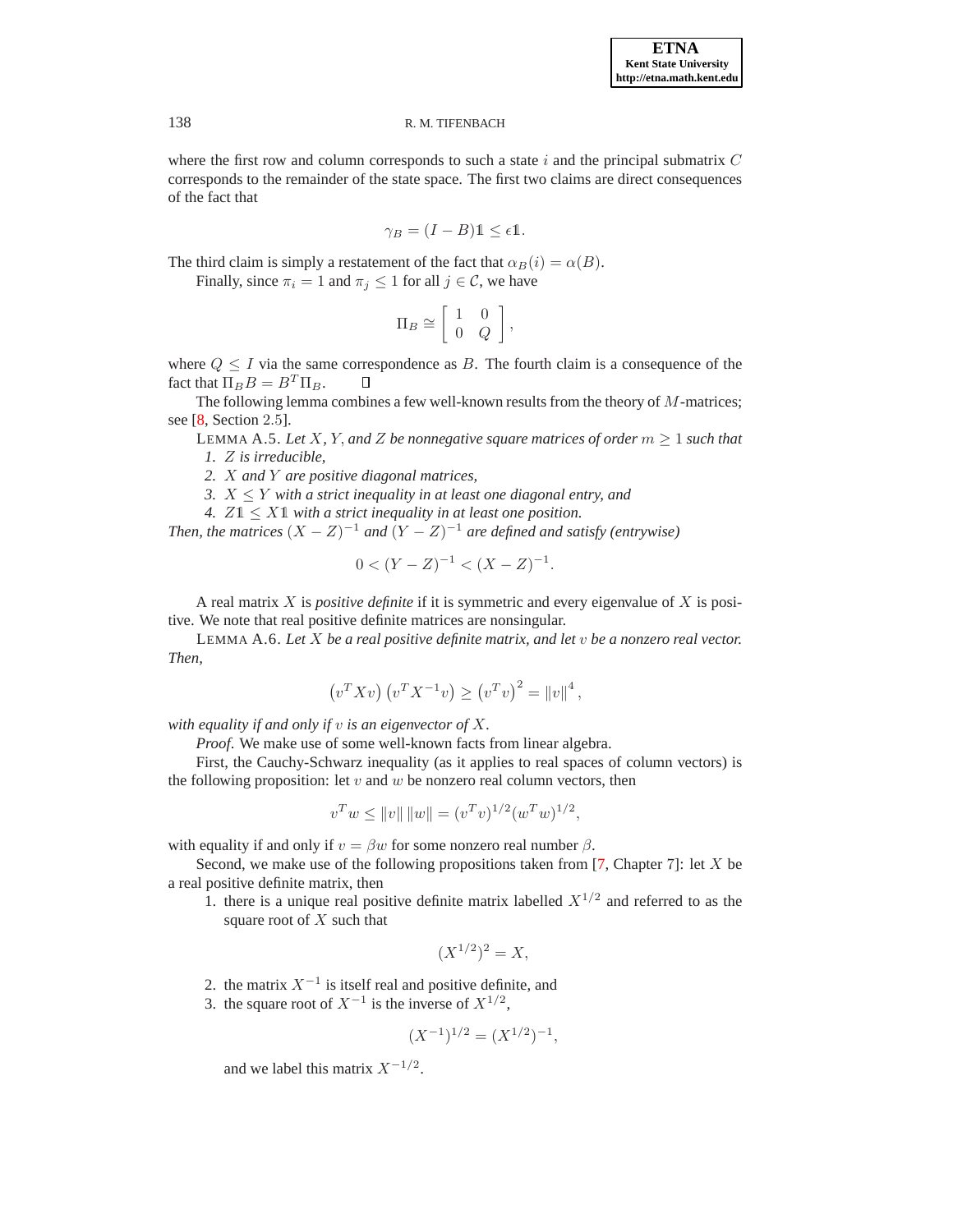where the first row and column corresponds to such a state $i$ and the principal submatrix $C$ corresponds to the remainder of the state space. The first two claims are direct consequences of the fact that

$$\gamma_B = (I - B)\mathbb{1} \leq \epsilon \mathbb{1}.$$

The third claim is simply a restatement of the fact that $\alpha_B(i) = \alpha(B)$.

Finally, since $\pi_i = 1$ and $\pi_j \leq 1$ for all $j \in \mathcal{C}$, we have

$$\Pi_B \cong \begin{bmatrix} 1 & 0 \\ 0 & Q \end{bmatrix},$$

where $Q \leq I$ via the same correspondence as $B$. The fourth claim is a consequence of the fact that $\Pi_B B = B^T \Pi_B$. ∎

The following lemma combines a few well-known results from the theory of $M$-matrices; see [8, Section 2.5].

LEMMA A.5. *Let $X$, $Y$, and $Z$ be nonnegative square matrices of order $m \geq 1$ such that*

1. *$Z$ is irreducible,*
2. *$X$ and $Y$ are positive diagonal matrices,*
3. *$X \leq Y$ with a strict inequality in at least one diagonal entry, and*
4. *$Z\mathbb{1} \leq X\mathbb{1}$ with a strict inequality in at least one position.*

*Then, the matrices $(X - Z)^{-1}$ and $(Y - Z)^{-1}$ are defined and satisfy (entrywise)*

$$0 < (Y - Z)^{-1} < (X - Z)^{-1}.$$

A real matrix $X$ is *positive definite* if it is symmetric and every eigenvalue of $X$ is positive. We note that real positive definite matrices are nonsingular.

LEMMA A.6. *Let $X$ be a real positive definite matrix, and let $v$ be a nonzero real vector. Then,*

$$\left(v^T X v\right)\left(v^T X^{-1} v\right) \geq \left(v^T v\right)^2 = \|v\|^4,$$

*with equality if and only if $v$ is an eigenvector of $X$.*

*Proof.* We make use of some well-known facts from linear algebra.

First, the Cauchy-Schwarz inequality (as it applies to real spaces of column vectors) is the following proposition: let $v$ and $w$ be nonzero real column vectors, then

$$v^T w \leq \|v\|\,\|w\| = (v^T v)^{1/2}(w^T w)^{1/2},$$

with equality if and only if $v = \beta w$ for some nonzero real number $\beta$.

Second, we make use of the following propositions taken from [7, Chapter 7]: let $X$ be a real positive definite matrix, then

1. there is a unique real positive definite matrix labelled $X^{1/2}$ and referred to as the square root of $X$ such that

$$(X^{1/2})^2 = X,$$

2. the matrix $X^{-1}$ is itself real and positive definite, and
3. the square root of $X^{-1}$ is the inverse of $X^{1/2}$,

$$(X^{-1})^{1/2} = (X^{1/2})^{-1},$$

and we label this matrix $X^{-1/2}$.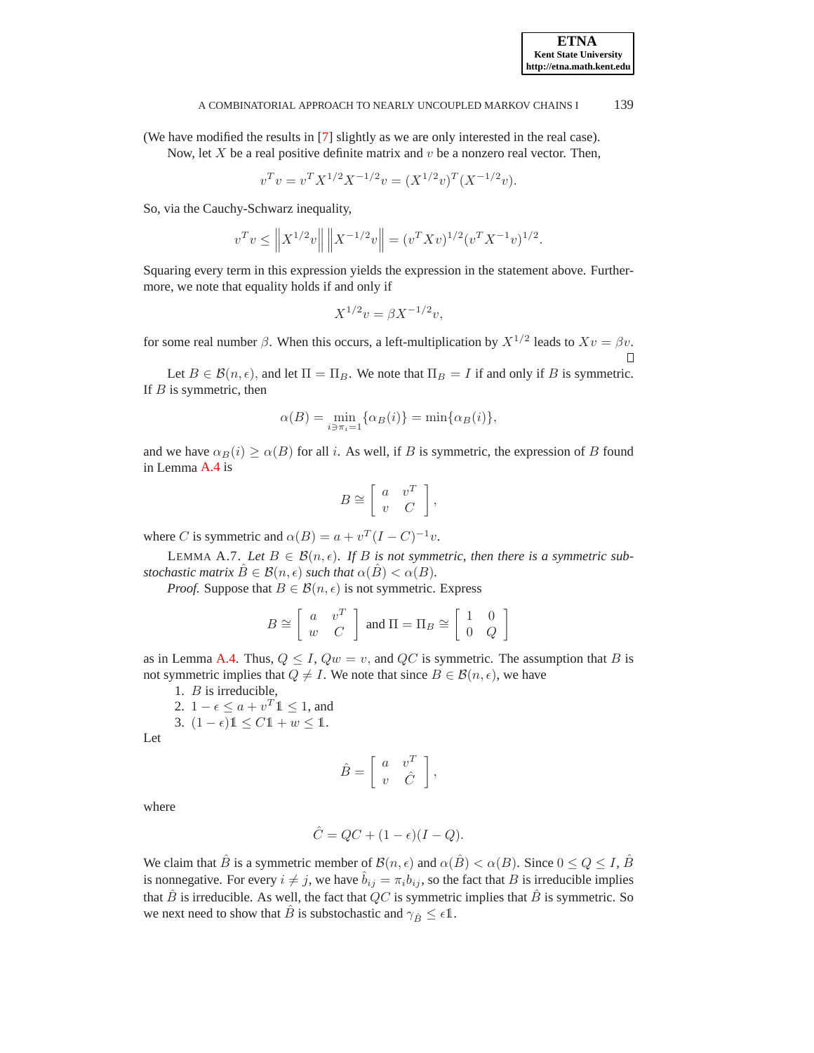(We have modified the results in [7] slightly as we are only interested in the real case).

Now, let $X$ be a real positive definite matrix and $v$ be a nonzero real vector. Then,

$$v^T v = v^T X^{1/2} X^{-1/2} v = (X^{1/2} v)^T (X^{-1/2} v).$$

So, via the Cauchy-Schwarz inequality,

$$v^T v \leq \left\| X^{1/2} v \right\| \left\| X^{-1/2} v \right\| = (v^T X v)^{1/2} (v^T X^{-1} v)^{1/2}.$$

Squaring every term in this expression yields the expression in the statement above. Furthermore, we note that equality holds if and only if

$$X^{1/2} v = \beta X^{-1/2} v,$$

for some real number $\beta$. When this occurs, a left-multiplication by $X^{1/2}$ leads to $Xv = \beta v$. □

Let $B \in \mathcal{B}(n, \epsilon)$, and let $\Pi = \Pi_B$. We note that $\Pi_B = I$ if and only if $B$ is symmetric. If $B$ is symmetric, then

$$\alpha(B) = \min_{i \ni \pi_i = 1} \{\alpha_B(i)\} = \min\{\alpha_B(i)\},$$

and we have $\alpha_B(i) \geq \alpha(B)$ for all $i$. As well, if $B$ is symmetric, the expression of $B$ found in Lemma A.4 is

$$B \cong \begin{bmatrix} a & v^T \\ v & C \end{bmatrix},$$

where $C$ is symmetric and $\alpha(B) = a + v^T (I - C)^{-1} v$.

LEMMA A.7. *Let $B \in \mathcal{B}(n, \epsilon)$. If $B$ is not symmetric, then there is a symmetric substochastic matrix $\hat{B} \in \mathcal{B}(n, \epsilon)$ such that $\alpha(\hat{B}) < \alpha(B)$.*

*Proof.* Suppose that $B \in \mathcal{B}(n, \epsilon)$ is not symmetric. Express

$$B \cong \begin{bmatrix} a & v^T \\ w & C \end{bmatrix} \text{ and } \Pi = \Pi_B \cong \begin{bmatrix} 1 & 0 \\ 0 & Q \end{bmatrix}$$

as in Lemma A.4. Thus, $Q \leq I$, $Qw = v$, and $QC$ is symmetric. The assumption that $B$ is not symmetric implies that $Q \neq I$. We note that since $B \in \mathcal{B}(n, \epsilon)$, we have

1. $B$ is irreducible,
2. $1 - \epsilon \leq a + v^T \mathbb{1} \leq 1$, and
3. $(1 - \epsilon)\mathbb{1} \leq C\mathbb{1} + w \leq \mathbb{1}$.

Let

$$\hat{B} = \begin{bmatrix} a & v^T \\ v & \hat{C} \end{bmatrix},$$

where

$$\hat{C} = QC + (1 - \epsilon)(I - Q).$$

We claim that $\hat{B}$ is a symmetric member of $\mathcal{B}(n, \epsilon)$ and $\alpha(\hat{B}) < \alpha(B)$. Since $0 \leq Q \leq I$, $\hat{B}$ is nonnegative. For every $i \neq j$, we have $\hat{b}_{ij} = \pi_i b_{ij}$, so the fact that $B$ is irreducible implies that $\hat{B}$ is irreducible. As well, the fact that $QC$ is symmetric implies that $\hat{B}$ is symmetric. So we next need to show that $\hat{B}$ is substochastic and $\gamma_{\hat{B}} \leq \epsilon \mathbb{1}$.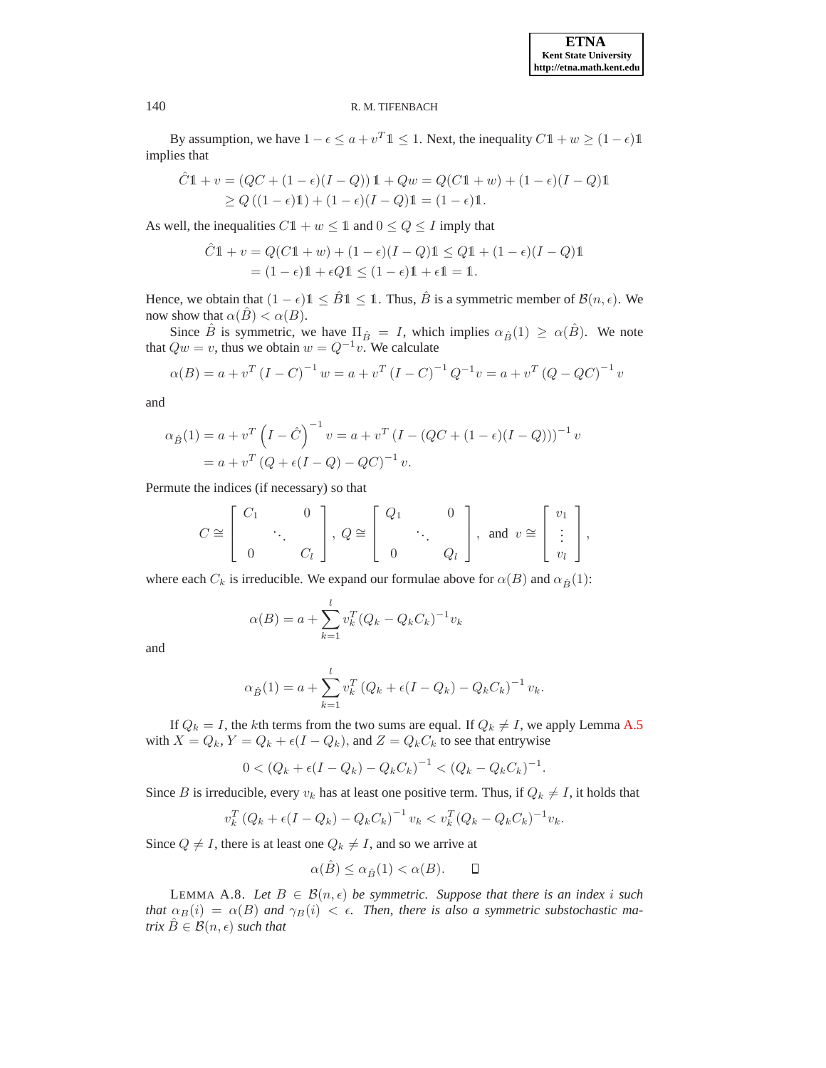By assumption, we have $1 - \epsilon \le a + v^T \mathbb{1} \le 1$. Next, the inequality $C\mathbb{1} + w \ge (1-\epsilon)\mathbb{1}$ implies that

$$
\begin{aligned}
\hat{C}\mathbb{1} + v &= (QC + (1-\epsilon)(I-Q))\,\mathbb{1} + Qw = Q(C\mathbb{1} + w) + (1-\epsilon)(I-Q)\mathbb{1} \\
&\ge Q\left((1-\epsilon)\mathbb{1}\right) + (1-\epsilon)(I-Q)\mathbb{1} = (1-\epsilon)\mathbb{1}.
\end{aligned}
$$

As well, the inequalities $C\mathbb{1} + w \le \mathbb{1}$ and $0 \le Q \le I$ imply that

$$
\begin{aligned}
\hat{C}\mathbb{1} + v &= Q(C\mathbb{1} + w) + (1-\epsilon)(I-Q)\mathbb{1} \le Q\mathbb{1} + (1-\epsilon)(I-Q)\mathbb{1} \\
&= (1-\epsilon)\mathbb{1} + \epsilon Q\mathbb{1} \le (1-\epsilon)\mathbb{1} + \epsilon\mathbb{1} = \mathbb{1}.
\end{aligned}
$$

Hence, we obtain that $(1-\epsilon)\mathbb{1} \le \hat{B}\mathbb{1} \le \mathbb{1}$. Thus, $\hat{B}$ is a symmetric member of $\mathcal{B}(n,\epsilon)$. We now show that $\alpha(\hat{B}) < \alpha(B)$.

Since $\hat{B}$ is symmetric, we have $\Pi_{\hat{B}} = I$, which implies $\alpha_{\hat{B}}(1) \ge \alpha(\hat{B})$. We note that $Qw = v$, thus we obtain $w = Q^{-1}v$. We calculate

$$
\alpha(B) = a + v^T \left(I - C\right)^{-1} w = a + v^T \left(I - C\right)^{-1} Q^{-1} v = a + v^T \left(Q - QC\right)^{-1} v
$$

and

$$
\begin{aligned}
\alpha_{\hat{B}}(1) &= a + v^T \left(I - \hat{C}\right)^{-1} v = a + v^T \left(I - (QC + (1-\epsilon)(I-Q))\right)^{-1} v \\
&= a + v^T \left(Q + \epsilon(I-Q) - QC\right)^{-1} v.
\end{aligned}
$$

Permute the indices (if necessary) so that

$$
C \cong \begin{bmatrix} C_1 & & 0 \\ & \ddots & \\ 0 & & C_l \end{bmatrix}, \; Q \cong \begin{bmatrix} Q_1 & & 0 \\ & \ddots & \\ 0 & & Q_l \end{bmatrix}, \; \text{ and } \; v \cong \begin{bmatrix} v_1 \\ \vdots \\ v_l \end{bmatrix},
$$

where each $C_k$ is irreducible. We expand our formulae above for $\alpha(B)$ and $\alpha_{\hat{B}}(1)$:

$$
\alpha(B) = a + \sum_{k=1}^{l} v_k^T (Q_k - Q_k C_k)^{-1} v_k
$$

and

$$
\alpha_{\hat{B}}(1) = a + \sum_{k=1}^{l} v_k^T \left(Q_k + \epsilon(I - Q_k) - Q_k C_k\right)^{-1} v_k.
$$

If $Q_k = I$, the $k$th terms from the two sums are equal. If $Q_k \ne I$, we apply Lemma A.5 with $X = Q_k$, $Y = Q_k + \epsilon(I - Q_k)$, and $Z = Q_k C_k$ to see that entrywise

$$
0 < \left(Q_k + \epsilon(I - Q_k) - Q_k C_k\right)^{-1} < (Q_k - Q_k C_k)^{-1}.
$$

Since $B$ is irreducible, every $v_k$ has at least one positive term. Thus, if $Q_k \ne I$, it holds that

$$
v_k^T \left(Q_k + \epsilon(I - Q_k) - Q_k C_k\right)^{-1} v_k < v_k^T (Q_k - Q_k C_k)^{-1} v_k.
$$

Since $Q \ne I$, there is at least one $Q_k \ne I$, and so we arrive at

$$
\alpha(\hat{B}) \le \alpha_{\hat{B}}(1) < \alpha(B). \qquad \square
$$

LEMMA A.8. *Let $B \in \mathcal{B}(n,\epsilon)$ be symmetric. Suppose that there is an index $i$ such that $\alpha_B(i) = \alpha(B)$ and $\gamma_B(i) < \epsilon$. Then, there is also a symmetric substochastic matrix $\hat{B} \in \mathcal{B}(n,\epsilon)$ such that*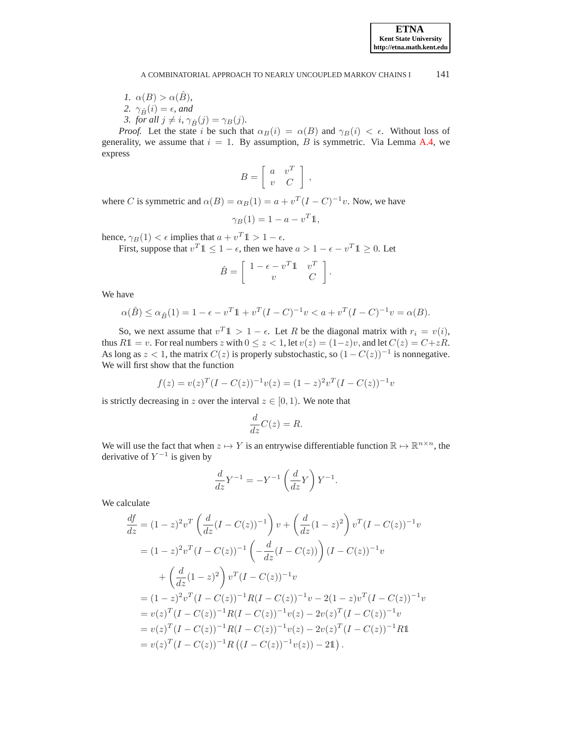1. $\alpha(B) > \alpha(\hat{B})$,
2. $\gamma_{\hat{B}}(i) = \epsilon$, *and*
3. *for all* $j \neq i$, $\gamma_{\hat{B}}(j) = \gamma_B(j)$.

*Proof.* Let the state $i$ be such that $\alpha_B(i) = \alpha(B)$ and $\gamma_B(i) < \epsilon$. Without loss of generality, we assume that $i = 1$. By assumption, $B$ is symmetric. Via Lemma A.4, we express

$$B = \begin{bmatrix} a & v^T \\ v & C \end{bmatrix},$$

where $C$ is symmetric and $\alpha(B) = \alpha_B(1) = a + v^T(I - C)^{-1}v$. Now, we have

$$\gamma_B(1) = 1 - a - v^T\mathbb{1},$$

hence, $\gamma_B(1) < \epsilon$ implies that $a + v^T\mathbb{1} > 1 - \epsilon$.

First, suppose that $v^T\mathbb{1} \leq 1 - \epsilon$, then we have $a > 1 - \epsilon - v^T\mathbb{1} \geq 0$. Let

$$\hat{B} = \begin{bmatrix} 1 - \epsilon - v^T\mathbb{1} & v^T \\ v & C \end{bmatrix}.$$

We have

$$\alpha(\hat{B}) \leq \alpha_{\hat{B}}(1) = 1 - \epsilon - v^T\mathbb{1} + v^T(I - C)^{-1}v < a + v^T(I - C)^{-1}v = \alpha(B).$$

So, we next assume that $v^T\mathbb{1} > 1 - \epsilon$. Let $R$ be the diagonal matrix with $r_i = v(i)$, thus $R\mathbb{1} = v$. For real numbers $z$ with $0 \leq z < 1$, let $v(z) = (1-z)v$, and let $C(z) = C + zR$. As long as $z < 1$, the matrix $C(z)$ is properly substochastic, so $(1 - C(z))^{-1}$ is nonnegative. We will first show that the function

$$f(z) = v(z)^T(I - C(z))^{-1}v(z) = (1 - z)^2 v^T(I - C(z))^{-1}v$$

is strictly decreasing in $z$ over the interval $z \in [0, 1)$. We note that

$$\frac{d}{dz}C(z) = R.$$

We will use the fact that when $z \mapsto Y$ is an entrywise differentiable function $\mathbb{R} \mapsto \mathbb{R}^{n \times n}$, the derivative of $Y^{-1}$ is given by

$$\frac{d}{dz}Y^{-1} = -Y^{-1}\left(\frac{d}{dz}Y\right)Y^{-1}.$$

We calculate

$$\begin{aligned}
\frac{df}{dz} &= (1 - z)^2 v^T \left(\frac{d}{dz}(I - C(z))^{-1}\right) v + \left(\frac{d}{dz}(1 - z)^2\right) v^T(I - C(z))^{-1}v \\
&= (1 - z)^2 v^T(I - C(z))^{-1}\left(-\frac{d}{dz}(I - C(z))\right)(I - C(z))^{-1}v \\
&\quad + \left(\frac{d}{dz}(1 - z)^2\right) v^T(I - C(z))^{-1}v \\
&= (1 - z)^2 v^T(I - C(z))^{-1}R(I - C(z))^{-1}v - 2(1 - z)v^T(I - C(z))^{-1}v \\
&= v(z)^T(I - C(z))^{-1}R(I - C(z))^{-1}v(z) - 2v(z)^T(I - C(z))^{-1}v \\
&= v(z)^T(I - C(z))^{-1}R(I - C(z))^{-1}v(z) - 2v(z)^T(I - C(z))^{-1}R\mathbb{1} \\
&= v(z)^T(I - C(z))^{-1}R\left((I - C(z))^{-1}v(z)) - 2\mathbb{1}\right).
\end{aligned}$$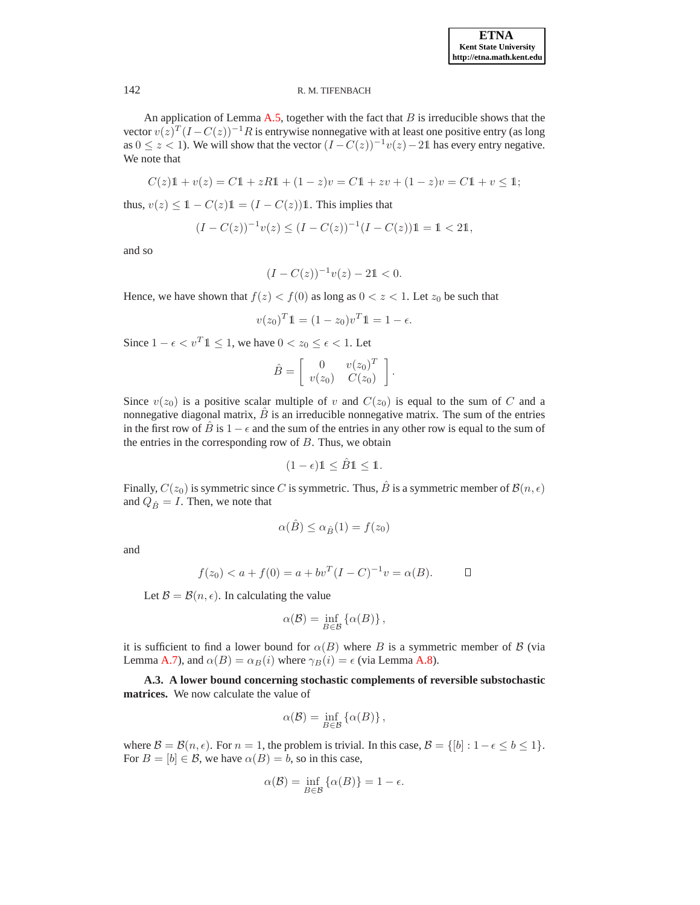An application of Lemma A.5, together with the fact that $B$ is irreducible shows that the vector $v(z)^T(I - C(z))^{-1}R$ is entrywise nonnegative with at least one positive entry (as long as $0 \le z < 1$). We will show that the vector $(I - C(z))^{-1}v(z) - 2\mathbb{1}$ has every entry negative. We note that

$$C(z)\mathbb{1} + v(z) = C\mathbb{1} + zR\mathbb{1} + (1-z)v = C\mathbb{1} + zv + (1-z)v = C\mathbb{1} + v \le \mathbb{1};$$

thus, $v(z) \le \mathbb{1} - C(z)\mathbb{1} = (I - C(z))\mathbb{1}$. This implies that

$$(I - C(z))^{-1}v(z) \le (I - C(z))^{-1}(I - C(z))\mathbb{1} = \mathbb{1} < 2\mathbb{1},$$

and so

$$(I - C(z))^{-1}v(z) - 2\mathbb{1} < 0.$$

Hence, we have shown that $f(z) < f(0)$ as long as $0 < z < 1$. Let $z_0$ be such that

$$v(z_0)^T\mathbb{1} = (1 - z_0)v^T\mathbb{1} = 1 - \epsilon.$$

Since $1 - \epsilon < v^T\mathbb{1} \le 1$, we have $0 < z_0 \le \epsilon < 1$. Let

$$\hat{B} = \begin{bmatrix} 0 & v(z_0)^T \\ v(z_0) & C(z_0) \end{bmatrix}.$$

Since $v(z_0)$ is a positive scalar multiple of $v$ and $C(z_0)$ is equal to the sum of $C$ and a nonnegative diagonal matrix, $\hat{B}$ is an irreducible nonnegative matrix. The sum of the entries in the first row of $\hat{B}$ is $1 - \epsilon$ and the sum of the entries in any other row is equal to the sum of the entries in the corresponding row of $B$. Thus, we obtain

$$(1 - \epsilon)\mathbb{1} \le \hat{B}\mathbb{1} \le \mathbb{1}.$$

Finally, $C(z_0)$ is symmetric since $C$ is symmetric. Thus, $\hat{B}$ is a symmetric member of $\mathcal{B}(n, \epsilon)$ and $Q_{\hat{B}} = I$. Then, we note that

$$\alpha(\hat{B}) \le \alpha_{\hat{B}}(1) = f(z_0)$$

and

$$f(z_0) < a + f(0) = a + bv^T(I - C)^{-1}v = \alpha(B). \qquad \square$$

Let $\mathcal{B} = \mathcal{B}(n, \epsilon)$. In calculating the value

$$\alpha(\mathcal{B}) = \inf_{B \in \mathcal{B}} \{\alpha(B)\},$$

it is sufficient to find a lower bound for $\alpha(B)$ where $B$ is a symmetric member of $\mathcal{B}$ (via Lemma A.7), and $\alpha(B) = \alpha_B(i)$ where $\gamma_B(i) = \epsilon$ (via Lemma A.8).

**A.3. A lower bound concerning stochastic complements of reversible substochastic matrices.** We now calculate the value of

$$\alpha(\mathcal{B}) = \inf_{B \in \mathcal{B}} \{\alpha(B)\},$$

where $\mathcal{B} = \mathcal{B}(n, \epsilon)$. For $n = 1$, the problem is trivial. In this case, $\mathcal{B} = \{[b] : 1 - \epsilon \le b \le 1\}$. For $B = [b] \in \mathcal{B}$, we have $\alpha(B) = b$, so in this case,

$$\alpha(\mathcal{B}) = \inf_{B \in \mathcal{B}} \{\alpha(B)\} = 1 - \epsilon.$$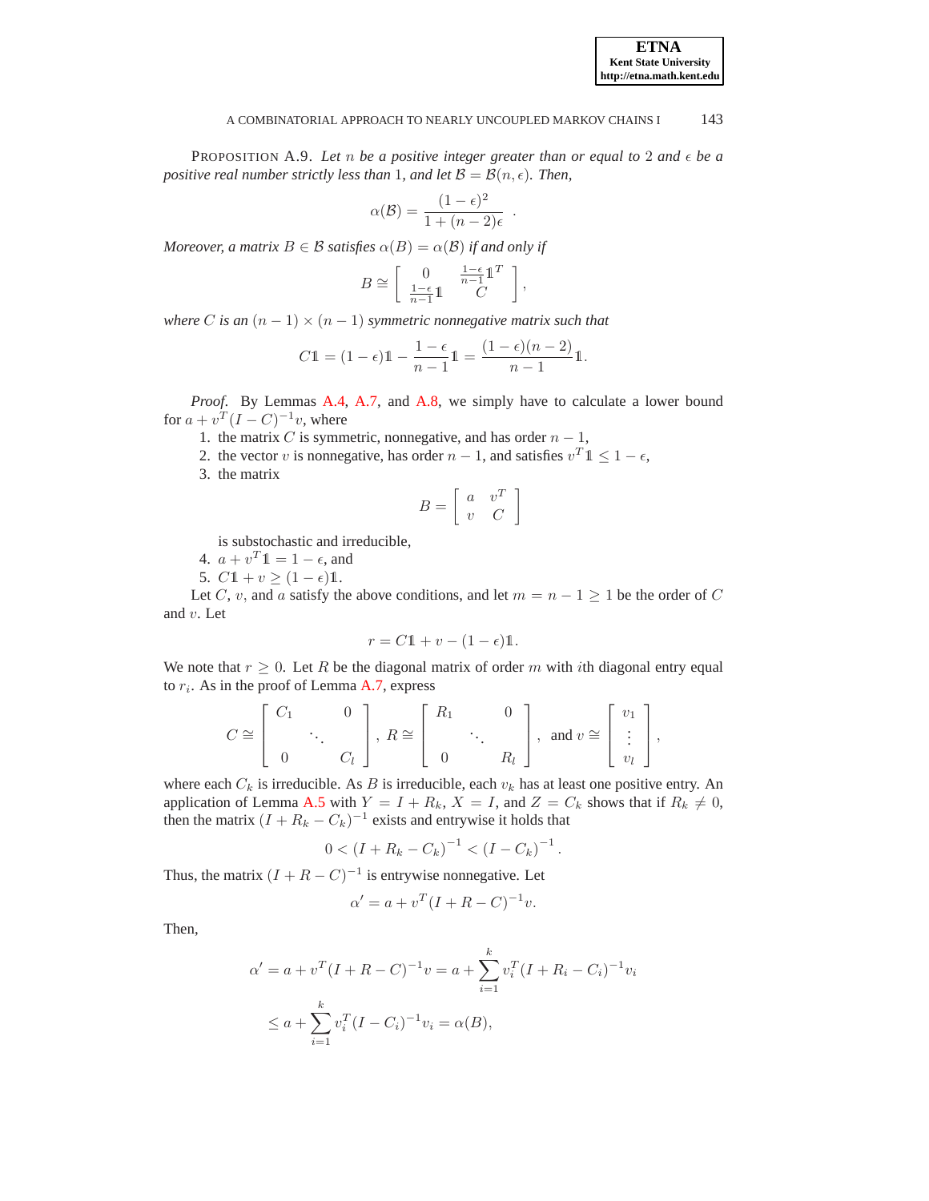PROPOSITION A.9. *Let $n$ be a positive integer greater than or equal to 2 and $\epsilon$ be a positive real number strictly less than 1, and let $\mathcal{B} = \mathcal{B}(n, \epsilon)$. Then,*

$$\alpha(\mathcal{B}) = \frac{(1-\epsilon)^2}{1 + (n-2)\epsilon} \ .$$

*Moreover, a matrix $B \in \mathcal{B}$ satisfies $\alpha(B) = \alpha(\mathcal{B})$ if and only if*

$$B \cong \begin{bmatrix} 0 & \frac{1-\epsilon}{n-1}\mathbb{1}^T \\ \frac{1-\epsilon}{n-1}\mathbb{1} & C \end{bmatrix},$$

*where $C$ is an $(n-1) \times (n-1)$ symmetric nonnegative matrix such that*

$$C\mathbb{1} = (1-\epsilon)\mathbb{1} - \frac{1-\epsilon}{n-1}\mathbb{1} = \frac{(1-\epsilon)(n-2)}{n-1}\mathbb{1}.$$

*Proof.* By Lemmas A.4, A.7, and A.8, we simply have to calculate a lower bound for $a + v^T(I - C)^{-1}v$, where

1. the matrix $C$ is symmetric, nonnegative, and has order $n-1$,
2. the vector $v$ is nonnegative, has order $n-1$, and satisfies $v^T\mathbb{1} \leq 1 - \epsilon$,
3. the matrix
$$B = \begin{bmatrix} a & v^T \\ v & C \end{bmatrix}$$
is substochastic and irreducible,
4. $a + v^T\mathbb{1} = 1 - \epsilon$, and
5. $C\mathbb{1} + v \geq (1-\epsilon)\mathbb{1}$.

Let $C$, $v$, and $a$ satisfy the above conditions, and let $m = n - 1 \geq 1$ be the order of $C$ and $v$. Let

$$r = C\mathbb{1} + v - (1-\epsilon)\mathbb{1}.$$

We note that $r \geq 0$. Let $R$ be the diagonal matrix of order $m$ with $i$th diagonal entry equal to $r_i$. As in the proof of Lemma A.7, express

$$C \cong \begin{bmatrix} C_1 & & 0 \\ & \ddots & \\ 0 & & C_l \end{bmatrix}, \ R \cong \begin{bmatrix} R_1 & & 0 \\ & \ddots & \\ 0 & & R_l \end{bmatrix}, \ \text{and } v \cong \begin{bmatrix} v_1 \\ \vdots \\ v_l \end{bmatrix},$$

where each $C_k$ is irreducible. As $B$ is irreducible, each $v_k$ has at least one positive entry. An application of Lemma A.5 with $Y = I + R_k$, $X = I$, and $Z = C_k$ shows that if $R_k \neq 0$, then the matrix $(I + R_k - C_k)^{-1}$ exists and entrywise it holds that

$$0 < (I + R_k - C_k)^{-1} < (I - C_k)^{-1}.$$

Thus, the matrix $(I + R - C)^{-1}$ is entrywise nonnegative. Let

$$\alpha' = a + v^T(I + R - C)^{-1}v.$$

Then,

$$\begin{aligned} \alpha' &= a + v^T(I + R - C)^{-1}v = a + \sum_{i=1}^{k} v_i^T(I + R_i - C_i)^{-1}v_i \\ &\leq a + \sum_{i=1}^{k} v_i^T(I - C_i)^{-1}v_i = \alpha(B), \end{aligned}$$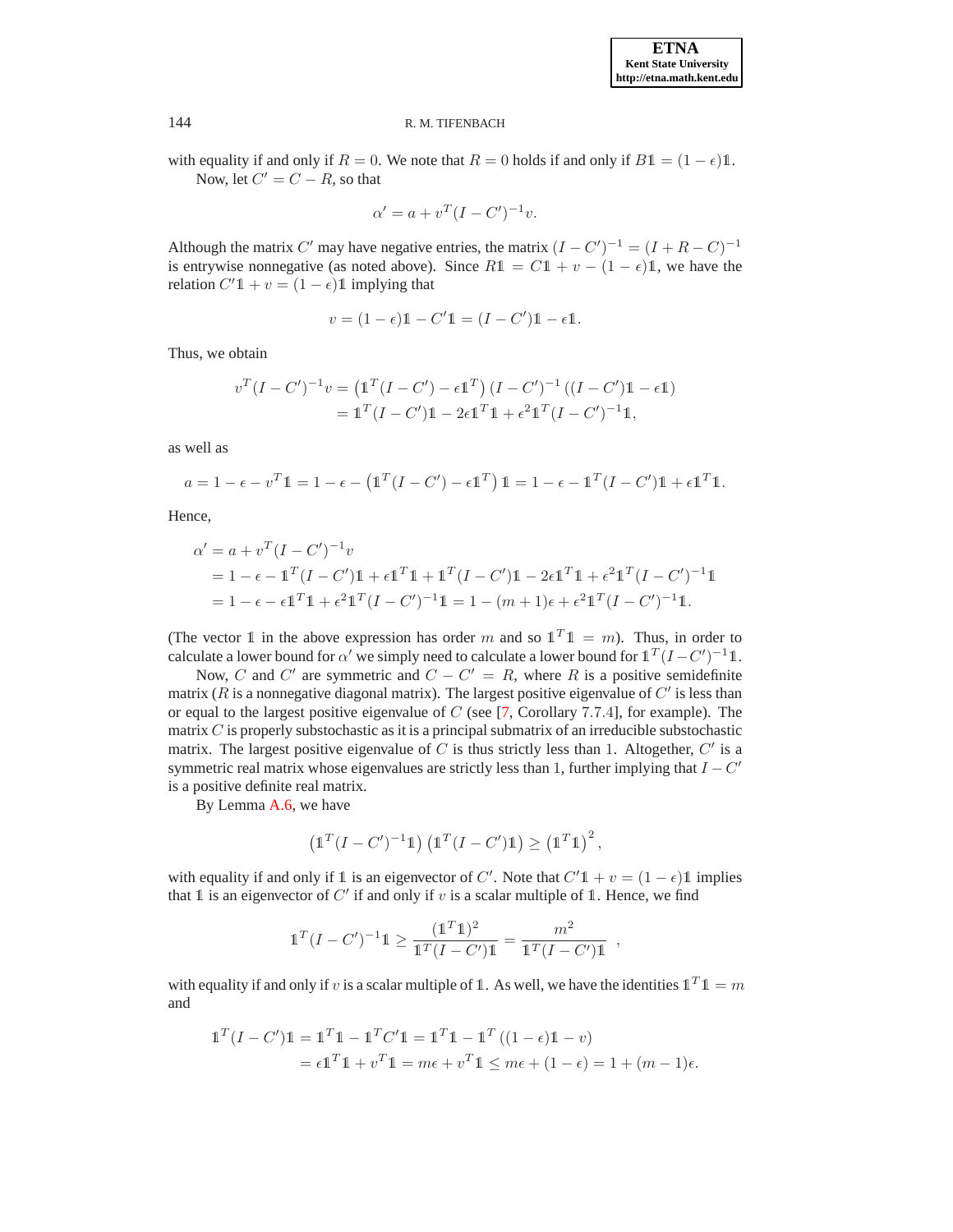with equality if and only if $R = 0$. We note that $R = 0$ holds if and only if $B\mathbb{1} = (1-\epsilon)\mathbb{1}$.

Now, let $C' = C - R$, so that

$$\alpha' = a + v^T(I - C')^{-1}v.$$

Although the matrix $C'$ may have negative entries, the matrix $(I - C')^{-1} = (I + R - C)^{-1}$ is entrywise nonnegative (as noted above). Since $R\mathbb{1} = C\mathbb{1} + v - (1-\epsilon)\mathbb{1}$, we have the relation $C'\mathbb{1} + v = (1-\epsilon)\mathbb{1}$ implying that

$$v = (1-\epsilon)\mathbb{1} - C'\mathbb{1} = (I - C')\mathbb{1} - \epsilon\mathbb{1}.$$

Thus, we obtain

$$\begin{aligned}
v^T(I - C')^{-1}v &= \left(\mathbb{1}^T(I - C') - \epsilon\mathbb{1}^T\right)(I - C')^{-1}\left((I - C')\mathbb{1} - \epsilon\mathbb{1}\right) \\
&= \mathbb{1}^T(I - C')\mathbb{1} - 2\epsilon\mathbb{1}^T\mathbb{1} + \epsilon^2\mathbb{1}^T(I - C')^{-1}\mathbb{1},
\end{aligned}$$

as well as

$$a = 1 - \epsilon - v^T\mathbb{1} = 1 - \epsilon - \left(\mathbb{1}^T(I - C') - \epsilon\mathbb{1}^T\right)\mathbb{1} = 1 - \epsilon - \mathbb{1}^T(I - C')\mathbb{1} + \epsilon\mathbb{1}^T\mathbb{1}.$$

Hence,

$$\begin{aligned}
\alpha' &= a + v^T(I - C')^{-1}v \\
&= 1 - \epsilon - \mathbb{1}^T(I - C')\mathbb{1} + \epsilon\mathbb{1}^T\mathbb{1} + \mathbb{1}^T(I - C')\mathbb{1} - 2\epsilon\mathbb{1}^T\mathbb{1} + \epsilon^2\mathbb{1}^T(I - C')^{-1}\mathbb{1} \\
&= 1 - \epsilon - \epsilon\mathbb{1}^T\mathbb{1} + \epsilon^2\mathbb{1}^T(I - C')^{-1}\mathbb{1} = 1 - (m+1)\epsilon + \epsilon^2\mathbb{1}^T(I - C')^{-1}\mathbb{1}.
\end{aligned}$$

(The vector $\mathbb{1}$ in the above expression has order $m$ and so $\mathbb{1}^T\mathbb{1} = m$). Thus, in order to calculate a lower bound for $\alpha'$ we simply need to calculate a lower bound for $\mathbb{1}^T(I - C')^{-1}\mathbb{1}$.

Now, $C$ and $C'$ are symmetric and $C - C' = R$, where $R$ is a positive semidefinite matrix ($R$ is a nonnegative diagonal matrix). The largest positive eigenvalue of $C'$ is less than or equal to the largest positive eigenvalue of $C$ (see [7, Corollary 7.7.4], for example). The matrix $C$ is properly substochastic as it is a principal submatrix of an irreducible substochastic matrix. The largest positive eigenvalue of $C$ is thus strictly less than 1. Altogether, $C'$ is a symmetric real matrix whose eigenvalues are strictly less than 1, further implying that $I - C'$ is a positive definite real matrix.

By Lemma A.6, we have

$$\left(\mathbb{1}^T(I - C')^{-1}\mathbb{1}\right)\left(\mathbb{1}^T(I - C')\mathbb{1}\right) \geq \left(\mathbb{1}^T\mathbb{1}\right)^2,$$

with equality if and only if $\mathbb{1}$ is an eigenvector of $C'$. Note that $C'\mathbb{1} + v = (1-\epsilon)\mathbb{1}$ implies that $\mathbb{1}$ is an eigenvector of $C'$ if and only if $v$ is a scalar multiple of $\mathbb{1}$. Hence, we find

$$\mathbb{1}^T(I - C')^{-1}\mathbb{1} \geq \frac{(\mathbb{1}^T\mathbb{1})^2}{\mathbb{1}^T(I - C')\mathbb{1}} = \frac{m^2}{\mathbb{1}^T(I - C')\mathbb{1}} \;,$$

with equality if and only if $v$ is a scalar multiple of $\mathbb{1}$. As well, we have the identities $\mathbb{1}^T\mathbb{1} = m$ and

$$\begin{aligned}
\mathbb{1}^T(I - C')\mathbb{1} &= \mathbb{1}^T\mathbb{1} - \mathbb{1}^TC'\mathbb{1} = \mathbb{1}^T\mathbb{1} - \mathbb{1}^T\left((1-\epsilon)\mathbb{1} - v\right) \\
&= \epsilon\mathbb{1}^T\mathbb{1} + v^T\mathbb{1} = m\epsilon + v^T\mathbb{1} \leq m\epsilon + (1-\epsilon) = 1 + (m-1)\epsilon.
\end{aligned}$$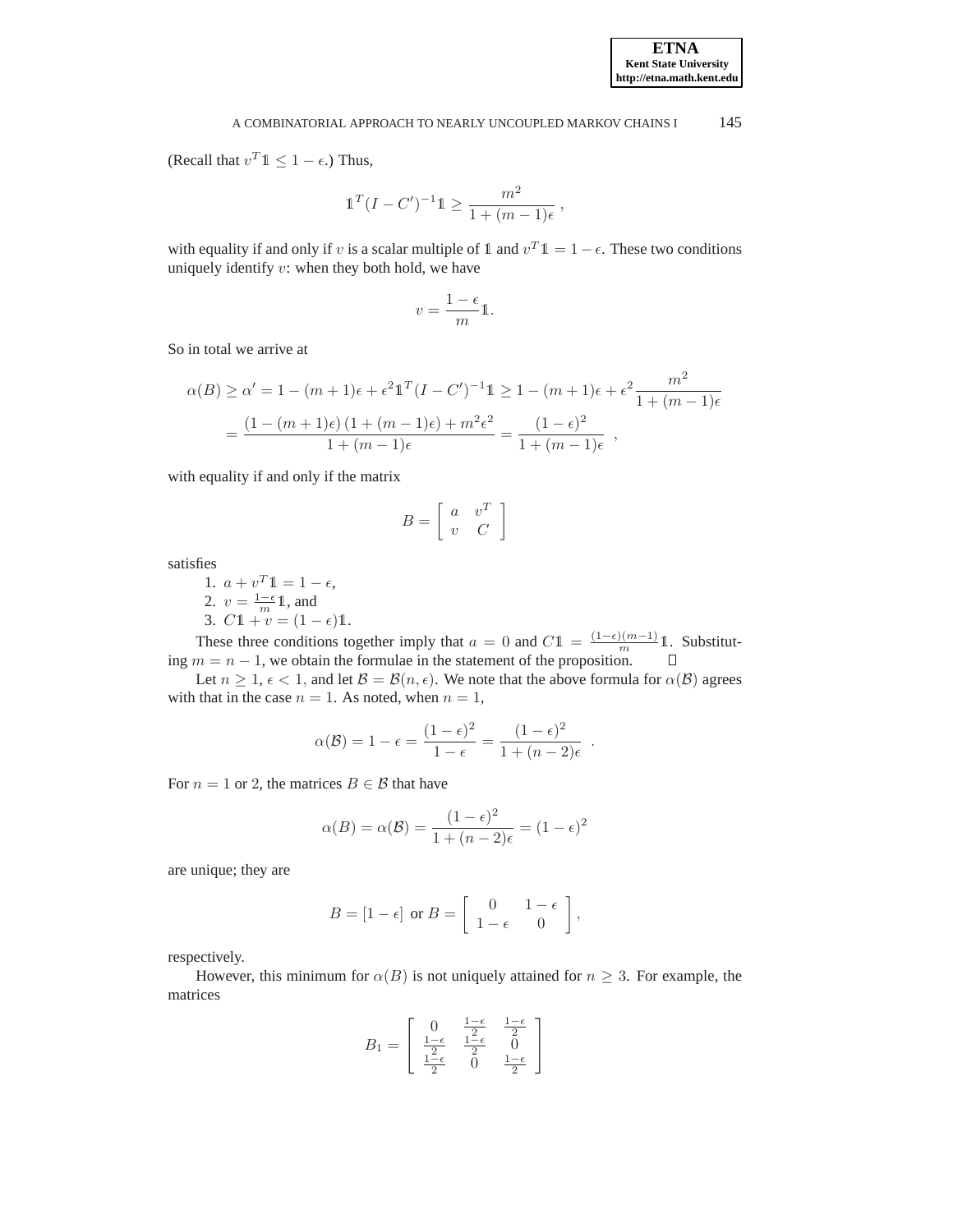(Recall that $v^T\mathbb{1} \le 1-\epsilon$.) Thus,

$$\mathbb{1}^T(I-C')^{-1}\mathbb{1} \ge \frac{m^2}{1+(m-1)\epsilon} \ ,$$

with equality if and only if $v$ is a scalar multiple of $\mathbb{1}$ and $v^T\mathbb{1} = 1-\epsilon$. These two conditions uniquely identify $v$: when they both hold, we have

$$v = \frac{1-\epsilon}{m}\mathbb{1}.$$

So in total we arrive at

$$\begin{aligned}
\alpha(B) \ge \alpha' &= 1-(m+1)\epsilon + \epsilon^2\mathbb{1}^T(I-C')^{-1}\mathbb{1} \ge 1-(m+1)\epsilon + \epsilon^2\frac{m^2}{1+(m-1)\epsilon} \\
&= \frac{(1-(m+1)\epsilon)\,(1+(m-1)\epsilon) + m^2\epsilon^2}{1+(m-1)\epsilon} = \frac{(1-\epsilon)^2}{1+(m-1)\epsilon} \ ,
\end{aligned}$$

with equality if and only if the matrix

$$B = \begin{bmatrix} a & v^T \\ v & C \end{bmatrix}$$

satisfies

1. $a + v^T\mathbb{1} = 1-\epsilon$,
2. $v = \frac{1-\epsilon}{m}\mathbb{1}$, and
3. $C\mathbb{1} + v = (1-\epsilon)\mathbb{1}$.

These three conditions together imply that $a=0$ and $C\mathbb{1} = \frac{(1-\epsilon)(m-1)}{m}\mathbb{1}$. Substituting $m = n-1$, we obtain the formulae in the statement of the proposition. $\square$

Let $n \ge 1$, $\epsilon < 1$, and let $\mathcal{B} = \mathcal{B}(n,\epsilon)$. We note that the above formula for $\alpha(\mathcal{B})$ agrees with that in the case $n=1$. As noted, when $n=1$,

$$\alpha(\mathcal{B}) = 1-\epsilon = \frac{(1-\epsilon)^2}{1-\epsilon} = \frac{(1-\epsilon)^2}{1+(n-2)\epsilon} \ .$$

For $n=1$ or $2$, the matrices $B \in \mathcal{B}$ that have

$$\alpha(B) = \alpha(\mathcal{B}) = \frac{(1-\epsilon)^2}{1+(n-2)\epsilon} = (1-\epsilon)^2$$

are unique; they are

$$B = [1-\epsilon] \text{ or } B = \begin{bmatrix} 0 & 1-\epsilon \\ 1-\epsilon & 0 \end{bmatrix},$$

respectively.

However, this minimum for $\alpha(B)$ is not uniquely attained for $n \ge 3$. For example, the matrices

$$B_1 = \begin{bmatrix} 0 & \frac{1-\epsilon}{2} & \frac{1-\epsilon}{2} \\ \frac{1-\epsilon}{2} & \frac{1-\epsilon}{2} & 0 \\ \frac{1-\epsilon}{2} & 0 & \frac{1-\epsilon}{2} \end{bmatrix}$$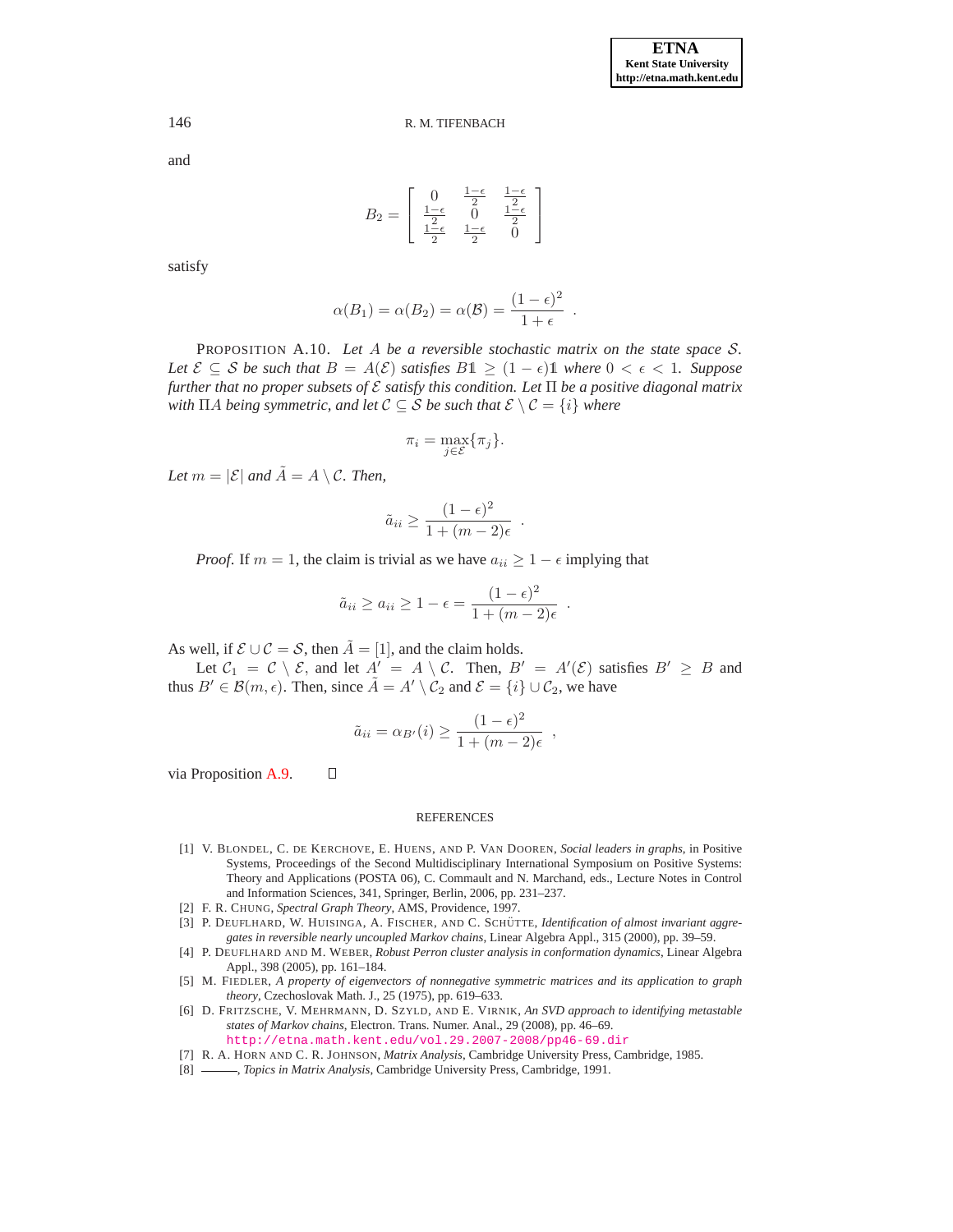and

$$B_2 = \begin{bmatrix} 0 & \frac{1-\epsilon}{2} & \frac{1-\epsilon}{2} \\ \frac{1-\epsilon}{2} & 0 & \frac{1-\epsilon}{2} \\ \frac{1-\epsilon}{2} & \frac{1-\epsilon}{2} & 0 \end{bmatrix}$$

satisfy

$$\alpha(B_1) = \alpha(B_2) = \alpha(\mathcal{B}) = \frac{(1-\epsilon)^2}{1+\epsilon} \ .$$

PROPOSITION A.10. *Let $A$ be a reversible stochastic matrix on the state space $\mathcal{S}$. Let $\mathcal{E} \subseteq \mathcal{S}$ be such that $B = A(\mathcal{E})$ satisfies $B\mathbb{1} \geq (1-\epsilon)\mathbb{1}$ where $0 < \epsilon < 1$. Suppose further that no proper subsets of $\mathcal{E}$ satisfy this condition. Let $\Pi$ be a positive diagonal matrix with $\Pi A$ being symmetric, and let $\mathcal{C} \subseteq \mathcal{S}$ be such that $\mathcal{E} \setminus \mathcal{C} = \{i\}$ where*

$$\pi_i = \max_{j \in \mathcal{E}} \{\pi_j\}.$$

*Let $m = |\mathcal{E}|$ and $\tilde{A} = A \setminus \mathcal{C}$. Then,*

$$\tilde{a}_{ii} \geq \frac{(1-\epsilon)^2}{1+(m-2)\epsilon} \ .$$

*Proof*. If $m = 1$, the claim is trivial as we have $a_{ii} \geq 1 - \epsilon$ implying that

$$\tilde{a}_{ii} \geq a_{ii} \geq 1 - \epsilon = \frac{(1-\epsilon)^2}{1+(m-2)\epsilon} \ .$$

As well, if $\mathcal{E} \cup \mathcal{C} = \mathcal{S}$, then $\tilde{A} = [1]$, and the claim holds.

Let $\mathcal{C}_1 = \mathcal{C} \setminus \mathcal{E}$, and let $A' = A \setminus \mathcal{C}$. Then, $B' = A'(\mathcal{E})$ satisfies $B' \geq B$ and thus $B' \in \mathcal{B}(m, \epsilon)$. Then, since $\tilde{A} = A' \setminus \mathcal{C}_2$ and $\mathcal{E} = \{i\} \cup \mathcal{C}_2$, we have

$$\tilde{a}_{ii} = \alpha_{B'}(i) \geq \frac{(1-\epsilon)^2}{1+(m-2)\epsilon} \ ,$$

via Proposition A.9. □

REFERENCES

[1] V. Blondel, C. de Kerchove, E. Huens, and P. Van Dooren, *Social leaders in graphs*, in Positive Systems, Proceedings of the Second Multidisciplinary International Symposium on Positive Systems: Theory and Applications (POSTA 06), C. Commault and N. Marchand, eds., Lecture Notes in Control and Information Sciences, 341, Springer, Berlin, 2006, pp. 231–237.

[2] F. R. Chung, *Spectral Graph Theory*, AMS, Providence, 1997.

[3] P. Deuflhard, W. Huisinga, A. Fischer, and C. Schütte, *Identification of almost invariant aggregates in reversible nearly uncoupled Markov chains*, Linear Algebra Appl., 315 (2000), pp. 39–59.

[4] P. Deuflhard and M. Weber, *Robust Perron cluster analysis in conformation dynamics*, Linear Algebra Appl., 398 (2005), pp. 161–184.

[5] M. Fiedler, *A property of eigenvectors of nonnegative symmetric matrices and its application to graph theory*, Czechoslovak Math. J., 25 (1975), pp. 619–633.

[6] D. Fritzsche, V. Mehrmann, D. Szyld, and E. Virnik, *An SVD approach to identifying metastable states of Markov chains*, Electron. Trans. Numer. Anal., 29 (2008), pp. 46–69. http://etna.math.kent.edu/vol.29.2007-2008/pp46-69.dir

[7] R. A. Horn and C. R. Johnson, *Matrix Analysis*, Cambridge University Press, Cambridge, 1985.

[8] ———, *Topics in Matrix Analysis*, Cambridge University Press, Cambridge, 1991.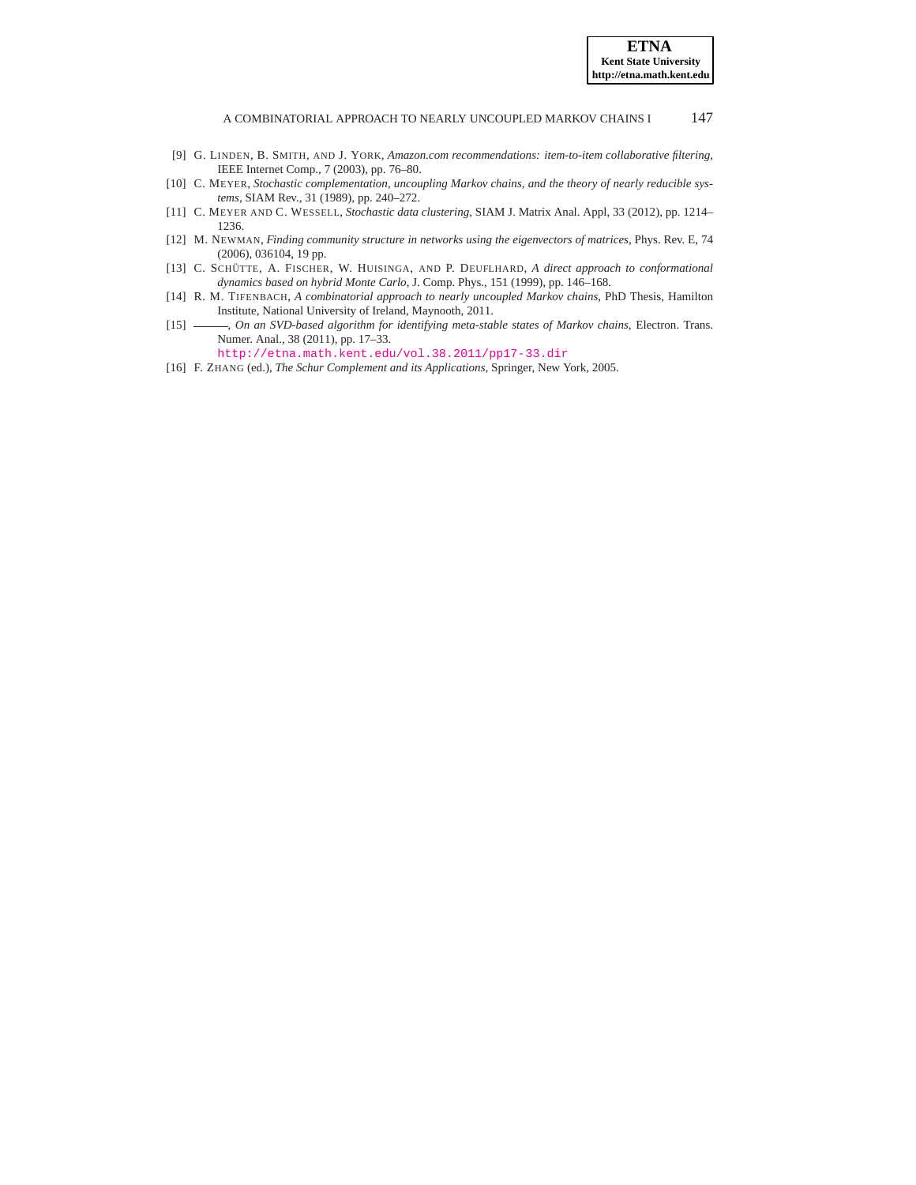[9] G. Linden, B. Smith, and J. York, *Amazon.com recommendations: item-to-item collaborative filtering*, IEEE Internet Comp., 7 (2003), pp. 76–80.

[10] C. Meyer, *Stochastic complementation, uncoupling Markov chains, and the theory of nearly reducible systems*, SIAM Rev., 31 (1989), pp. 240–272.

[11] C. Meyer and C. Wessell, *Stochastic data clustering*, SIAM J. Matrix Anal. Appl, 33 (2012), pp. 1214–1236.

[12] M. Newman, *Finding community structure in networks using the eigenvectors of matrices*, Phys. Rev. E, 74 (2006), 036104, 19 pp.

[13] C. Schütte, A. Fischer, W. Huisinga, and P. Deuflhard, *A direct approach to conformational dynamics based on hybrid Monte Carlo*, J. Comp. Phys., 151 (1999), pp. 146–168.

[14] R. M. Tifenbach, *A combinatorial approach to nearly uncoupled Markov chains*, PhD Thesis, Hamilton Institute, National University of Ireland, Maynooth, 2011.

[15] ———, *On an SVD-based algorithm for identifying meta-stable states of Markov chains*, Electron. Trans. Numer. Anal., 38 (2011), pp. 17–33.
http://etna.math.kent.edu/vol.38.2011/pp17-33.dir

[16] F. Zhang (ed.), *The Schur Complement and its Applications*, Springer, New York, 2005.